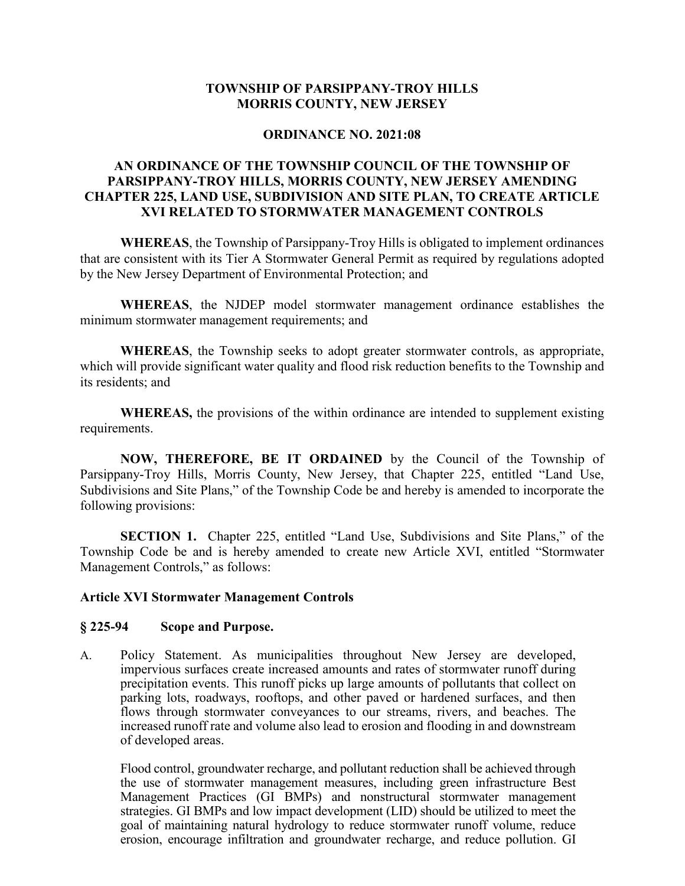# TOWNSHIP OF PARSIPPANY-TROY HILLS
# MORRIS COUNTY, NEW JERSEY

## ORDINANCE NO. 2021:08

## AN ORDINANCE OF THE TOWNSHIP COUNCIL OF THE TOWNSHIP OF PARSIPPANY-TROY HILLS, MORRIS COUNTY, NEW JERSEY AMENDING CHAPTER 225, LAND USE, SUBDIVISION AND SITE PLAN, TO CREATE ARTICLE XVI RELATED TO STORMWATER MANAGEMENT CONTROLS

**WHEREAS**, the Township of Parsippany-Troy Hills is obligated to implement ordinances that are consistent with its Tier A Stormwater General Permit as required by regulations adopted by the New Jersey Department of Environmental Protection; and

**WHEREAS**, the NJDEP model stormwater management ordinance establishes the minimum stormwater management requirements; and

**WHEREAS**, the Township seeks to adopt greater stormwater controls, as appropriate, which will provide significant water quality and flood risk reduction benefits to the Township and its residents; and

**WHEREAS,** the provisions of the within ordinance are intended to supplement existing requirements.

**NOW, THEREFORE, BE IT ORDAINED** by the Council of the Township of Parsippany-Troy Hills, Morris County, New Jersey, that Chapter 225, entitled "Land Use, Subdivisions and Site Plans," of the Township Code be and hereby is amended to incorporate the following provisions:

**SECTION 1.** Chapter 225, entitled "Land Use, Subdivisions and Site Plans," of the Township Code be and is hereby amended to create new Article XVI, entitled "Stormwater Management Controls," as follows:

### Article XVI Stormwater Management Controls

### § 225-94 Scope and Purpose.

A. Policy Statement. As municipalities throughout New Jersey are developed, impervious surfaces create increased amounts and rates of stormwater runoff during precipitation events. This runoff picks up large amounts of pollutants that collect on parking lots, roadways, rooftops, and other paved or hardened surfaces, and then flows through stormwater conveyances to our streams, rivers, and beaches. The increased runoff rate and volume also lead to erosion and flooding in and downstream of developed areas.

   Flood control, groundwater recharge, and pollutant reduction shall be achieved through the use of stormwater management measures, including green infrastructure Best Management Practices (GI BMPs) and nonstructural stormwater management strategies. GI BMPs and low impact development (LID) should be utilized to meet the goal of maintaining natural hydrology to reduce stormwater runoff volume, reduce erosion, encourage infiltration and groundwater recharge, and reduce pollution. GI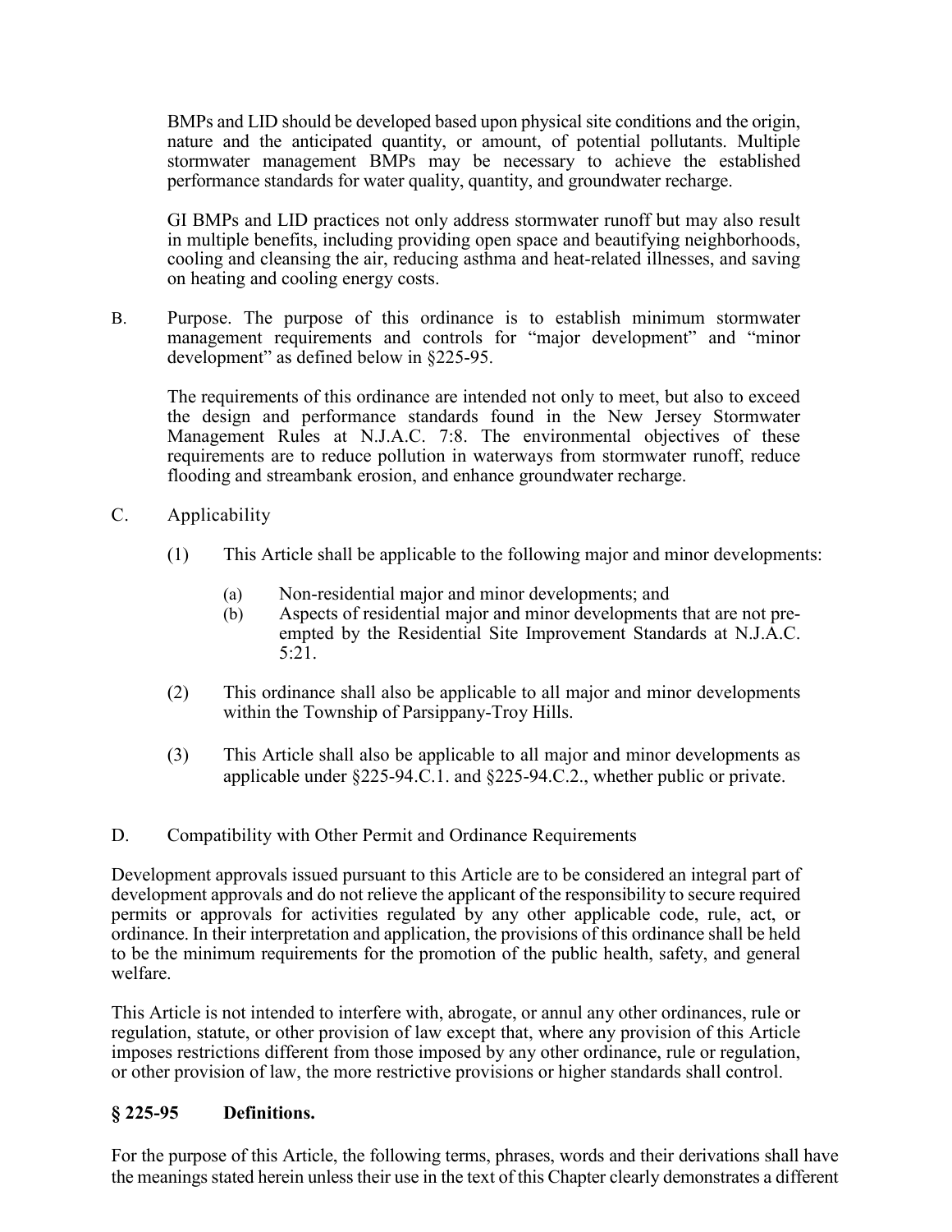BMPs and LID should be developed based upon physical site conditions and the origin, nature and the anticipated quantity, or amount, of potential pollutants. Multiple stormwater management BMPs may be necessary to achieve the established performance standards for water quality, quantity, and groundwater recharge.

GI BMPs and LID practices not only address stormwater runoff but may also result in multiple benefits, including providing open space and beautifying neighborhoods, cooling and cleansing the air, reducing asthma and heat-related illnesses, and saving on heating and cooling energy costs.

B. Purpose. The purpose of this ordinance is to establish minimum stormwater management requirements and controls for "major development" and "minor development" as defined below in §225-95.

The requirements of this ordinance are intended not only to meet, but also to exceed the design and performance standards found in the New Jersey Stormwater Management Rules at N.J.A.C. 7:8. The environmental objectives of these requirements are to reduce pollution in waterways from stormwater runoff, reduce flooding and streambank erosion, and enhance groundwater recharge.

C. Applicability

(1) This Article shall be applicable to the following major and minor developments:

(a) Non-residential major and minor developments; and
(b) Aspects of residential major and minor developments that are not pre-empted by the Residential Site Improvement Standards at N.J.A.C. 5:21.

(2) This ordinance shall also be applicable to all major and minor developments within the Township of Parsippany-Troy Hills.

(3) This Article shall also be applicable to all major and minor developments as applicable under §225-94.C.1. and §225-94.C.2., whether public or private.

D. Compatibility with Other Permit and Ordinance Requirements

Development approvals issued pursuant to this Article are to be considered an integral part of development approvals and do not relieve the applicant of the responsibility to secure required permits or approvals for activities regulated by any other applicable code, rule, act, or ordinance. In their interpretation and application, the provisions of this ordinance shall be held to be the minimum requirements for the promotion of the public health, safety, and general welfare.

This Article is not intended to interfere with, abrogate, or annul any other ordinances, rule or regulation, statute, or other provision of law except that, where any provision of this Article imposes restrictions different from those imposed by any other ordinance, rule or regulation, or other provision of law, the more restrictive provisions or higher standards shall control.

## § 225-95 Definitions.

For the purpose of this Article, the following terms, phrases, words and their derivations shall have the meanings stated herein unless their use in the text of this Chapter clearly demonstrates a different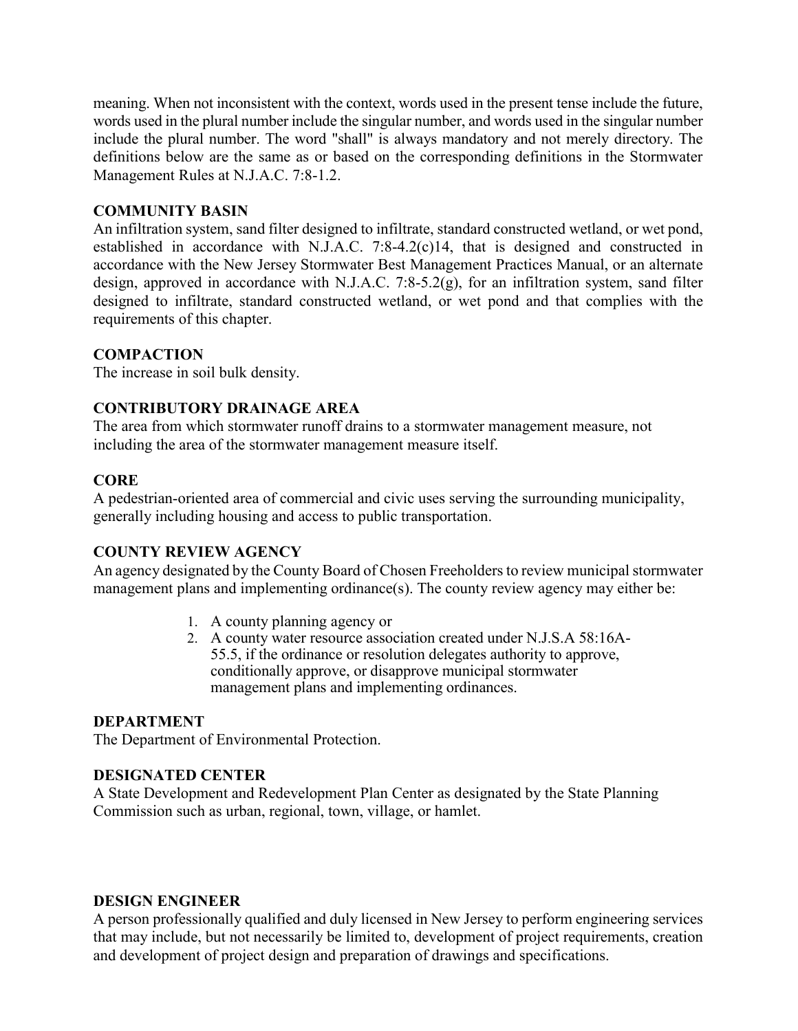meaning. When not inconsistent with the context, words used in the present tense include the future, words used in the plural number include the singular number, and words used in the singular number include the plural number. The word "shall" is always mandatory and not merely directory. The definitions below are the same as or based on the corresponding definitions in the Stormwater Management Rules at N.J.A.C. 7:8-1.2.

**COMMUNITY BASIN**
An infiltration system, sand filter designed to infiltrate, standard constructed wetland, or wet pond, established in accordance with N.J.A.C. 7:8-4.2(c)14, that is designed and constructed in accordance with the New Jersey Stormwater Best Management Practices Manual, or an alternate design, approved in accordance with N.J.A.C. 7:8-5.2(g), for an infiltration system, sand filter designed to infiltrate, standard constructed wetland, or wet pond and that complies with the requirements of this chapter.

**COMPACTION**
The increase in soil bulk density.

**CONTRIBUTORY DRAINAGE AREA**
The area from which stormwater runoff drains to a stormwater management measure, not including the area of the stormwater management measure itself.

**CORE**
A pedestrian-oriented area of commercial and civic uses serving the surrounding municipality, generally including housing and access to public transportation.

**COUNTY REVIEW AGENCY**
An agency designated by the County Board of Chosen Freeholders to review municipal stormwater management plans and implementing ordinance(s). The county review agency may either be:

1. A county planning agency or
2. A county water resource association created under N.J.S.A 58:16A-55.5, if the ordinance or resolution delegates authority to approve, conditionally approve, or disapprove municipal stormwater management plans and implementing ordinances.

**DEPARTMENT**
The Department of Environmental Protection.

**DESIGNATED CENTER**
A State Development and Redevelopment Plan Center as designated by the State Planning Commission such as urban, regional, town, village, or hamlet.

**DESIGN ENGINEER**
A person professionally qualified and duly licensed in New Jersey to perform engineering services that may include, but not necessarily be limited to, development of project requirements, creation and development of project design and preparation of drawings and specifications.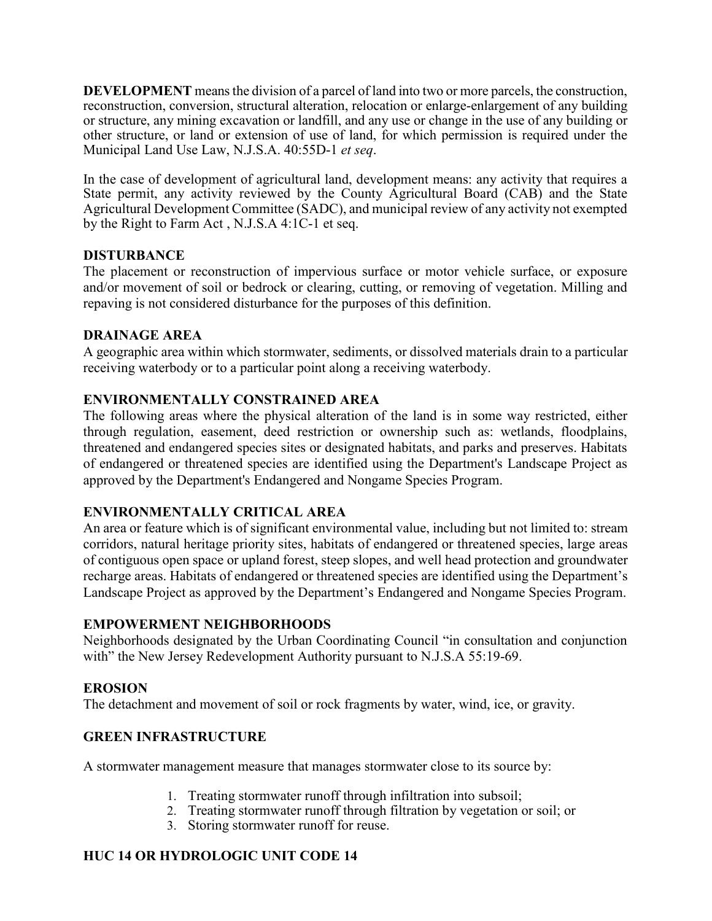**DEVELOPMENT** means the division of a parcel of land into two or more parcels, the construction, reconstruction, conversion, structural alteration, relocation or enlarge-enlargement of any building or structure, any mining excavation or landfill, and any use or change in the use of any building or other structure, or land or extension of use of land, for which permission is required under the Municipal Land Use Law, N.J.S.A. 40:55D-1 *et seq*.

In the case of development of agricultural land, development means: any activity that requires a State permit, any activity reviewed by the County Agricultural Board (CAB) and the State Agricultural Development Committee (SADC), and municipal review of any activity not exempted by the Right to Farm Act , N.J.S.A 4:1C-1 et seq.

**DISTURBANCE**

The placement or reconstruction of impervious surface or motor vehicle surface, or exposure and/or movement of soil or bedrock or clearing, cutting, or removing of vegetation. Milling and repaving is not considered disturbance for the purposes of this definition.

**DRAINAGE AREA**

A geographic area within which stormwater, sediments, or dissolved materials drain to a particular receiving waterbody or to a particular point along a receiving waterbody.

**ENVIRONMENTALLY CONSTRAINED AREA**

The following areas where the physical alteration of the land is in some way restricted, either through regulation, easement, deed restriction or ownership such as: wetlands, floodplains, threatened and endangered species sites or designated habitats, and parks and preserves. Habitats of endangered or threatened species are identified using the Department's Landscape Project as approved by the Department's Endangered and Nongame Species Program.

**ENVIRONMENTALLY CRITICAL AREA**

An area or feature which is of significant environmental value, including but not limited to: stream corridors, natural heritage priority sites, habitats of endangered or threatened species, large areas of contiguous open space or upland forest, steep slopes, and well head protection and groundwater recharge areas. Habitats of endangered or threatened species are identified using the Department's Landscape Project as approved by the Department's Endangered and Nongame Species Program.

**EMPOWERMENT NEIGHBORHOODS**

Neighborhoods designated by the Urban Coordinating Council "in consultation and conjunction with" the New Jersey Redevelopment Authority pursuant to N.J.S.A 55:19-69.

**EROSION**

The detachment and movement of soil or rock fragments by water, wind, ice, or gravity.

**GREEN INFRASTRUCTURE**

A stormwater management measure that manages stormwater close to its source by:

1. Treating stormwater runoff through infiltration into subsoil;
2. Treating stormwater runoff through filtration by vegetation or soil; or
3. Storing stormwater runoff for reuse.

**HUC 14 OR HYDROLOGIC UNIT CODE 14**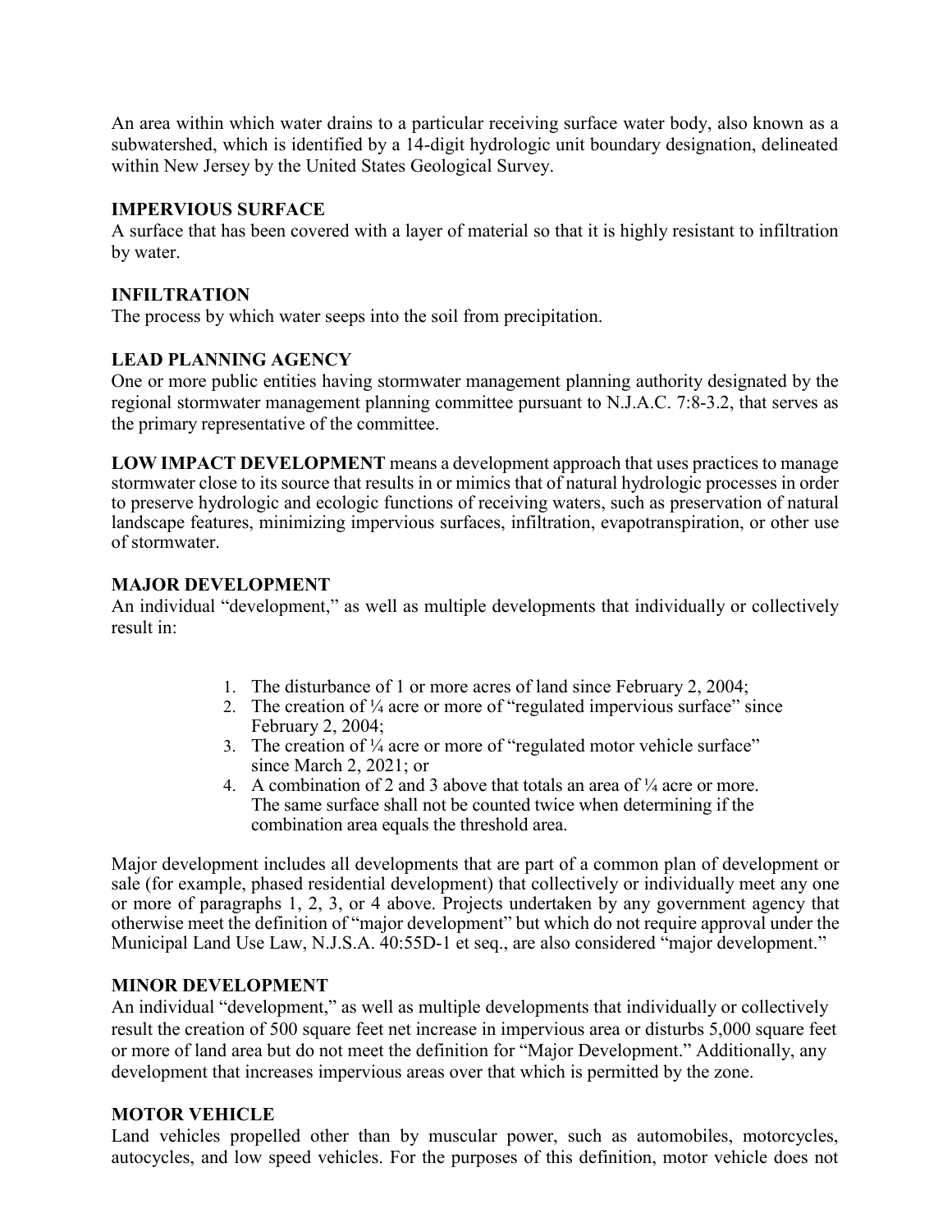An area within which water drains to a particular receiving surface water body, also known as a subwatershed, which is identified by a 14-digit hydrologic unit boundary designation, delineated within New Jersey by the United States Geological Survey.

**IMPERVIOUS SURFACE**
A surface that has been covered with a layer of material so that it is highly resistant to infiltration by water.

**INFILTRATION**
The process by which water seeps into the soil from precipitation.

**LEAD PLANNING AGENCY**
One or more public entities having stormwater management planning authority designated by the regional stormwater management planning committee pursuant to N.J.A.C. 7:8-3.2, that serves as the primary representative of the committee.

**LOW IMPACT DEVELOPMENT** means a development approach that uses practices to manage stormwater close to its source that results in or mimics that of natural hydrologic processes in order to preserve hydrologic and ecologic functions of receiving waters, such as preservation of natural landscape features, minimizing impervious surfaces, infiltration, evapotranspiration, or other use of stormwater.

**MAJOR DEVELOPMENT**
An individual "development," as well as multiple developments that individually or collectively result in:

1. The disturbance of 1 or more acres of land since February 2, 2004;
2. The creation of ¼ acre or more of "regulated impervious surface" since February 2, 2004;
3. The creation of ¼ acre or more of "regulated motor vehicle surface" since March 2, 2021; or
4. A combination of 2 and 3 above that totals an area of ¼ acre or more. The same surface shall not be counted twice when determining if the combination area equals the threshold area.

Major development includes all developments that are part of a common plan of development or sale (for example, phased residential development) that collectively or individually meet any one or more of paragraphs 1, 2, 3, or 4 above. Projects undertaken by any government agency that otherwise meet the definition of "major development" but which do not require approval under the Municipal Land Use Law, N.J.S.A. 40:55D-1 et seq., are also considered "major development."

**MINOR DEVELOPMENT**
An individual "development," as well as multiple developments that individually or collectively result the creation of 500 square feet net increase in impervious area or disturbs 5,000 square feet or more of land area but do not meet the definition for "Major Development." Additionally, any development that increases impervious areas over that which is permitted by the zone.

**MOTOR VEHICLE**
Land vehicles propelled other than by muscular power, such as automobiles, motorcycles, autocycles, and low speed vehicles. For the purposes of this definition, motor vehicle does not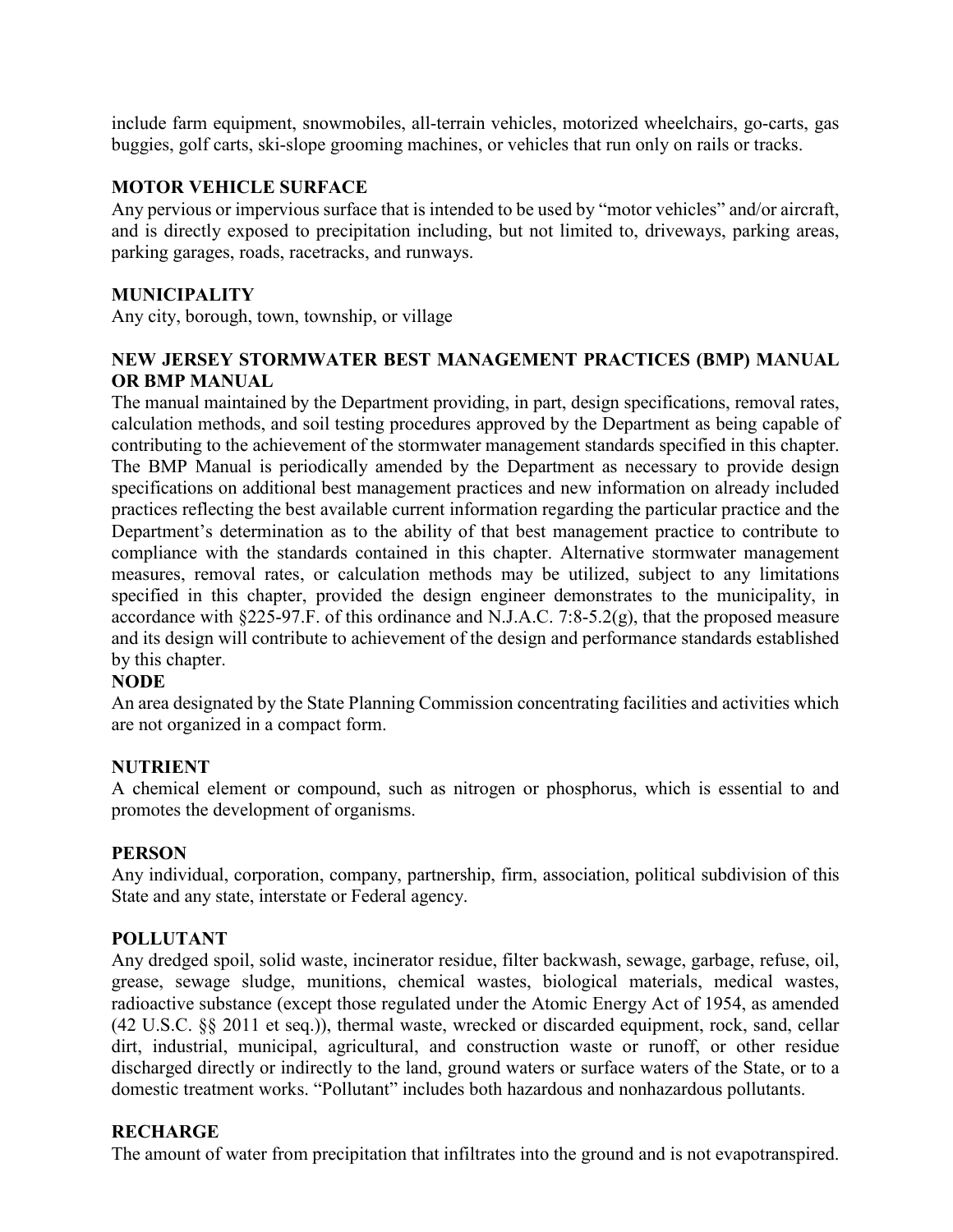include farm equipment, snowmobiles, all-terrain vehicles, motorized wheelchairs, go-carts, gas buggies, golf carts, ski-slope grooming machines, or vehicles that run only on rails or tracks.

**MOTOR VEHICLE SURFACE**

Any pervious or impervious surface that is intended to be used by "motor vehicles" and/or aircraft, and is directly exposed to precipitation including, but not limited to, driveways, parking areas, parking garages, roads, racetracks, and runways.

**MUNICIPALITY**

Any city, borough, town, township, or village

**NEW JERSEY STORMWATER BEST MANAGEMENT PRACTICES (BMP) MANUAL OR BMP MANUAL**

The manual maintained by the Department providing, in part, design specifications, removal rates, calculation methods, and soil testing procedures approved by the Department as being capable of contributing to the achievement of the stormwater management standards specified in this chapter. The BMP Manual is periodically amended by the Department as necessary to provide design specifications on additional best management practices and new information on already included practices reflecting the best available current information regarding the particular practice and the Department's determination as to the ability of that best management practice to contribute to compliance with the standards contained in this chapter. Alternative stormwater management measures, removal rates, or calculation methods may be utilized, subject to any limitations specified in this chapter, provided the design engineer demonstrates to the municipality, in accordance with §225-97.F. of this ordinance and N.J.A.C. 7:8-5.2(g), that the proposed measure and its design will contribute to achievement of the design and performance standards established by this chapter.

**NODE**

An area designated by the State Planning Commission concentrating facilities and activities which are not organized in a compact form.

**NUTRIENT**

A chemical element or compound, such as nitrogen or phosphorus, which is essential to and promotes the development of organisms.

**PERSON**

Any individual, corporation, company, partnership, firm, association, political subdivision of this State and any state, interstate or Federal agency.

**POLLUTANT**

Any dredged spoil, solid waste, incinerator residue, filter backwash, sewage, garbage, refuse, oil, grease, sewage sludge, munitions, chemical wastes, biological materials, medical wastes, radioactive substance (except those regulated under the Atomic Energy Act of 1954, as amended (42 U.S.C. §§ 2011 et seq.)), thermal waste, wrecked or discarded equipment, rock, sand, cellar dirt, industrial, municipal, agricultural, and construction waste or runoff, or other residue discharged directly or indirectly to the land, ground waters or surface waters of the State, or to a domestic treatment works. "Pollutant" includes both hazardous and nonhazardous pollutants.

**RECHARGE**

The amount of water from precipitation that infiltrates into the ground and is not evapotranspired.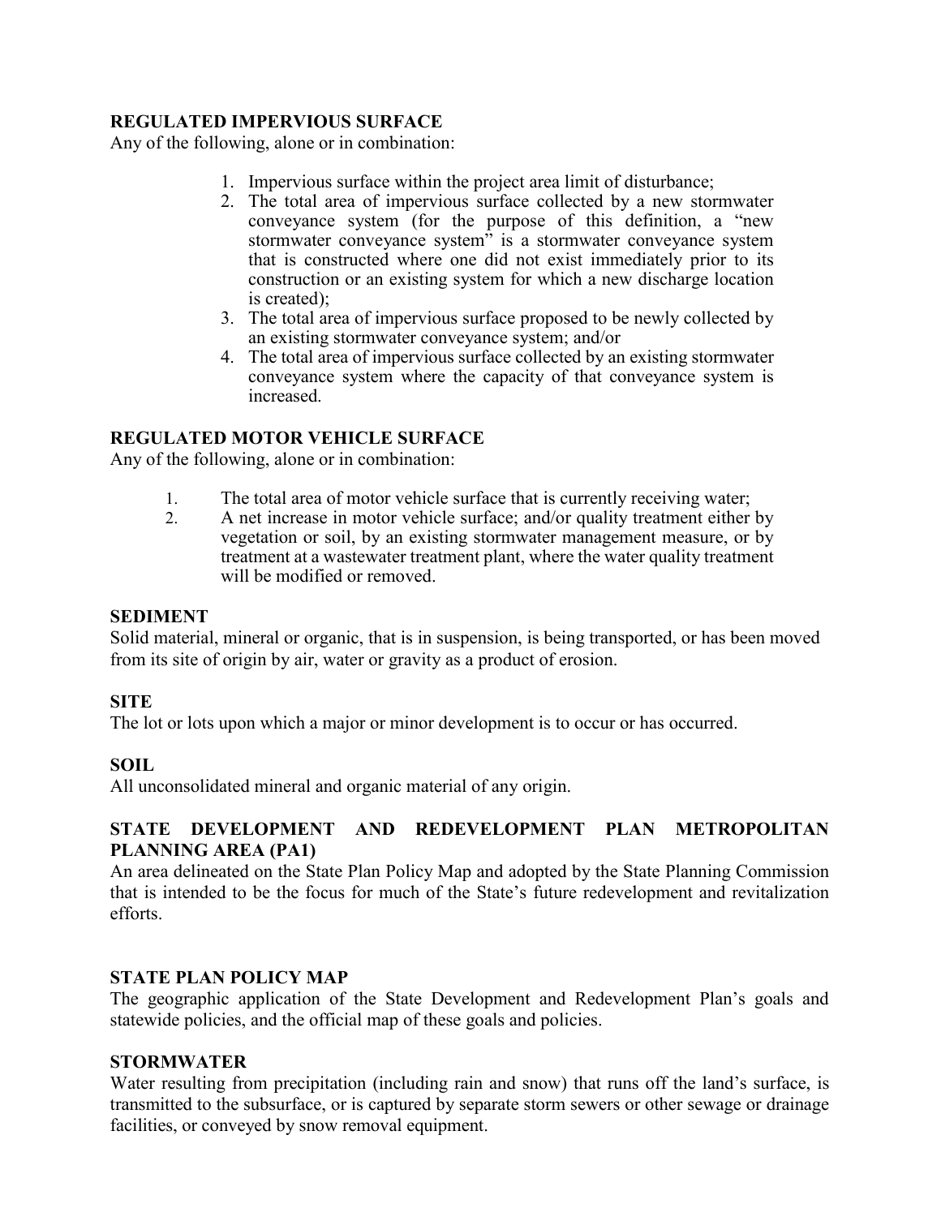**REGULATED IMPERVIOUS SURFACE**

Any of the following, alone or in combination:

1. Impervious surface within the project area limit of disturbance;
2. The total area of impervious surface collected by a new stormwater conveyance system (for the purpose of this definition, a "new stormwater conveyance system" is a stormwater conveyance system that is constructed where one did not exist immediately prior to its construction or an existing system for which a new discharge location is created);
3. The total area of impervious surface proposed to be newly collected by an existing stormwater conveyance system; and/or
4. The total area of impervious surface collected by an existing stormwater conveyance system where the capacity of that conveyance system is increased.

**REGULATED MOTOR VEHICLE SURFACE**

Any of the following, alone or in combination:

1. The total area of motor vehicle surface that is currently receiving water;
2. A net increase in motor vehicle surface; and/or quality treatment either by vegetation or soil, by an existing stormwater management measure, or by treatment at a wastewater treatment plant, where the water quality treatment will be modified or removed.

**SEDIMENT**

Solid material, mineral or organic, that is in suspension, is being transported, or has been moved from its site of origin by air, water or gravity as a product of erosion.

**SITE**

The lot or lots upon which a major or minor development is to occur or has occurred.

**SOIL**

All unconsolidated mineral and organic material of any origin.

**STATE DEVELOPMENT AND REDEVELOPMENT PLAN METROPOLITAN PLANNING AREA (PA1)**

An area delineated on the State Plan Policy Map and adopted by the State Planning Commission that is intended to be the focus for much of the State's future redevelopment and revitalization efforts.

**STATE PLAN POLICY MAP**

The geographic application of the State Development and Redevelopment Plan's goals and statewide policies, and the official map of these goals and policies.

**STORMWATER**

Water resulting from precipitation (including rain and snow) that runs off the land's surface, is transmitted to the subsurface, or is captured by separate storm sewers or other sewage or drainage facilities, or conveyed by snow removal equipment.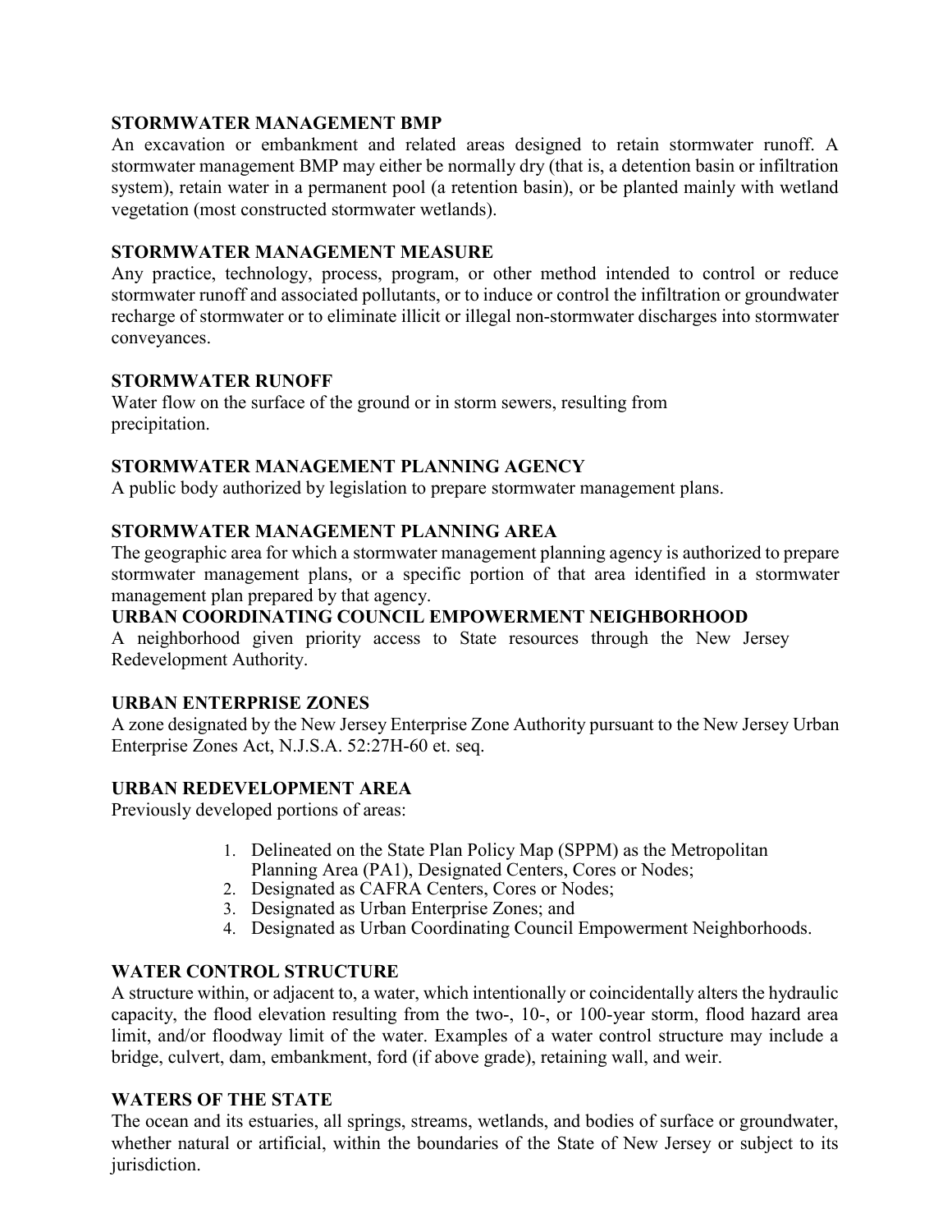**STORMWATER MANAGEMENT BMP**

An excavation or embankment and related areas designed to retain stormwater runoff. A stormwater management BMP may either be normally dry (that is, a detention basin or infiltration system), retain water in a permanent pool (a retention basin), or be planted mainly with wetland vegetation (most constructed stormwater wetlands).

**STORMWATER MANAGEMENT MEASURE**

Any practice, technology, process, program, or other method intended to control or reduce stormwater runoff and associated pollutants, or to induce or control the infiltration or groundwater recharge of stormwater or to eliminate illicit or illegal non-stormwater discharges into stormwater conveyances.

**STORMWATER RUNOFF**

Water flow on the surface of the ground or in storm sewers, resulting from precipitation.

**STORMWATER MANAGEMENT PLANNING AGENCY**

A public body authorized by legislation to prepare stormwater management plans.

**STORMWATER MANAGEMENT PLANNING AREA**

The geographic area for which a stormwater management planning agency is authorized to prepare stormwater management plans, or a specific portion of that area identified in a stormwater management plan prepared by that agency.

**URBAN COORDINATING COUNCIL EMPOWERMENT NEIGHBORHOOD**

A neighborhood given priority access to State resources through the New Jersey Redevelopment Authority.

**URBAN ENTERPRISE ZONES**

A zone designated by the New Jersey Enterprise Zone Authority pursuant to the New Jersey Urban Enterprise Zones Act, N.J.S.A. 52:27H-60 et. seq.

**URBAN REDEVELOPMENT AREA**

Previously developed portions of areas:

1. Delineated on the State Plan Policy Map (SPPM) as the Metropolitan Planning Area (PA1), Designated Centers, Cores or Nodes;
2. Designated as CAFRA Centers, Cores or Nodes;
3. Designated as Urban Enterprise Zones; and
4. Designated as Urban Coordinating Council Empowerment Neighborhoods.

**WATER CONTROL STRUCTURE**

A structure within, or adjacent to, a water, which intentionally or coincidentally alters the hydraulic capacity, the flood elevation resulting from the two-, 10-, or 100-year storm, flood hazard area limit, and/or floodway limit of the water. Examples of a water control structure may include a bridge, culvert, dam, embankment, ford (if above grade), retaining wall, and weir.

**WATERS OF THE STATE**

The ocean and its estuaries, all springs, streams, wetlands, and bodies of surface or groundwater, whether natural or artificial, within the boundaries of the State of New Jersey or subject to its jurisdiction.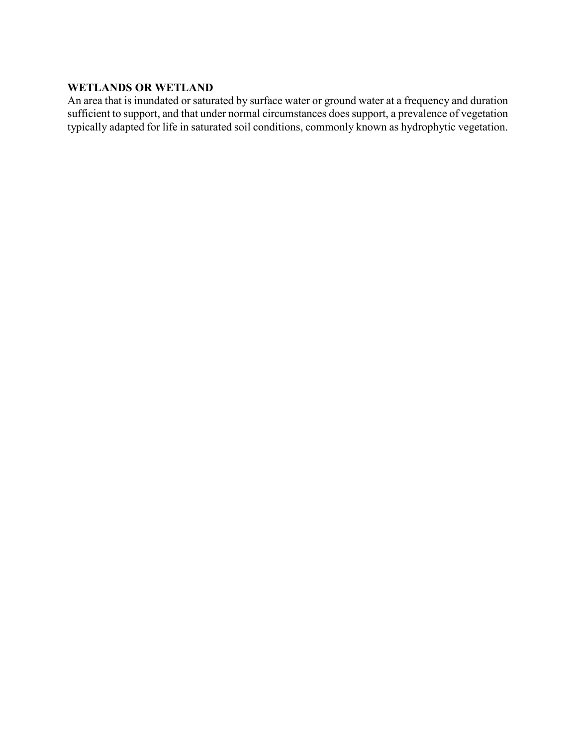**WETLANDS OR WETLAND**
An area that is inundated or saturated by surface water or ground water at a frequency and duration sufficient to support, and that under normal circumstances does support, a prevalence of vegetation typically adapted for life in saturated soil conditions, commonly known as hydrophytic vegetation.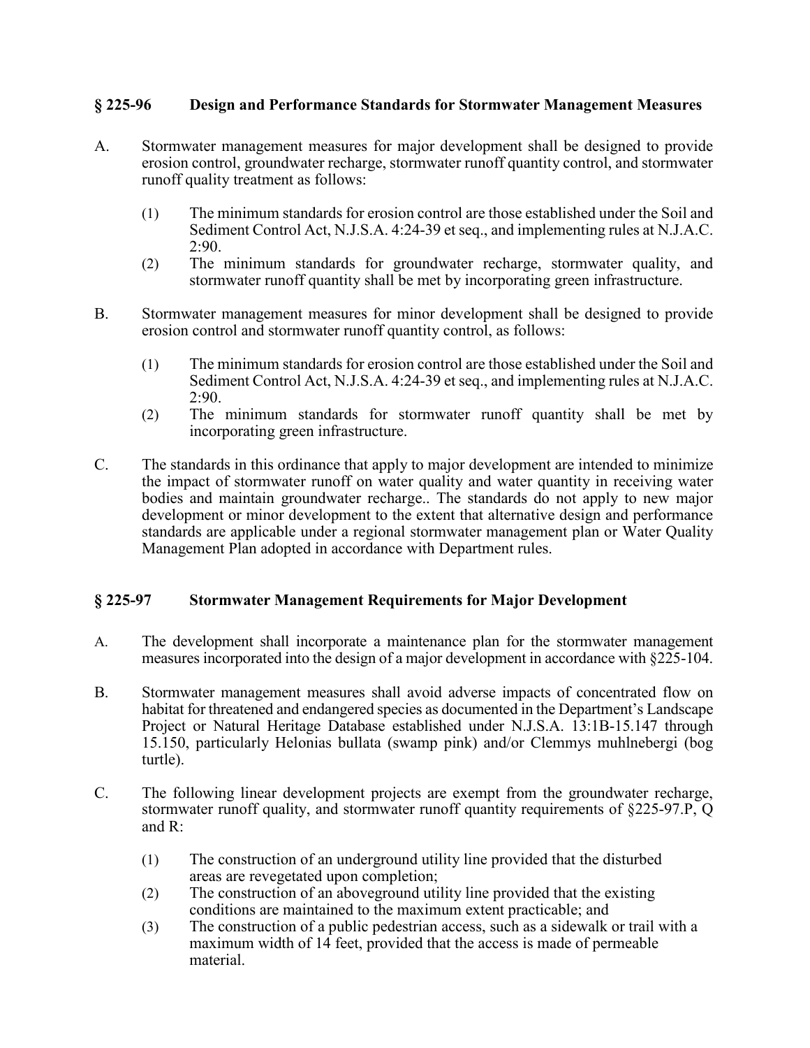## § 225-96 Design and Performance Standards for Stormwater Management Measures

A. Stormwater management measures for major development shall be designed to provide erosion control, groundwater recharge, stormwater runoff quantity control, and stormwater runoff quality treatment as follows:

   (1) The minimum standards for erosion control are those established under the Soil and Sediment Control Act, N.J.S.A. 4:24-39 et seq., and implementing rules at N.J.A.C. 2:90.

   (2) The minimum standards for groundwater recharge, stormwater quality, and stormwater runoff quantity shall be met by incorporating green infrastructure.

B. Stormwater management measures for minor development shall be designed to provide erosion control and stormwater runoff quantity control, as follows:

   (1) The minimum standards for erosion control are those established under the Soil and Sediment Control Act, N.J.S.A. 4:24-39 et seq., and implementing rules at N.J.A.C. 2:90.

   (2) The minimum standards for stormwater runoff quantity shall be met by incorporating green infrastructure.

C. The standards in this ordinance that apply to major development are intended to minimize the impact of stormwater runoff on water quality and water quantity in receiving water bodies and maintain groundwater recharge.. The standards do not apply to new major development or minor development to the extent that alternative design and performance standards are applicable under a regional stormwater management plan or Water Quality Management Plan adopted in accordance with Department rules.

## § 225-97 Stormwater Management Requirements for Major Development

A. The development shall incorporate a maintenance plan for the stormwater management measures incorporated into the design of a major development in accordance with §225-104.

B. Stormwater management measures shall avoid adverse impacts of concentrated flow on habitat for threatened and endangered species as documented in the Department's Landscape Project or Natural Heritage Database established under N.J.S.A. 13:1B-15.147 through 15.150, particularly Helonias bullata (swamp pink) and/or Clemmys muhlnebergi (bog turtle).

C. The following linear development projects are exempt from the groundwater recharge, stormwater runoff quality, and stormwater runoff quantity requirements of §225-97.P, Q and R:

   (1) The construction of an underground utility line provided that the disturbed areas are revegetated upon completion;

   (2) The construction of an aboveground utility line provided that the existing conditions are maintained to the maximum extent practicable; and

   (3) The construction of a public pedestrian access, such as a sidewalk or trail with a maximum width of 14 feet, provided that the access is made of permeable material.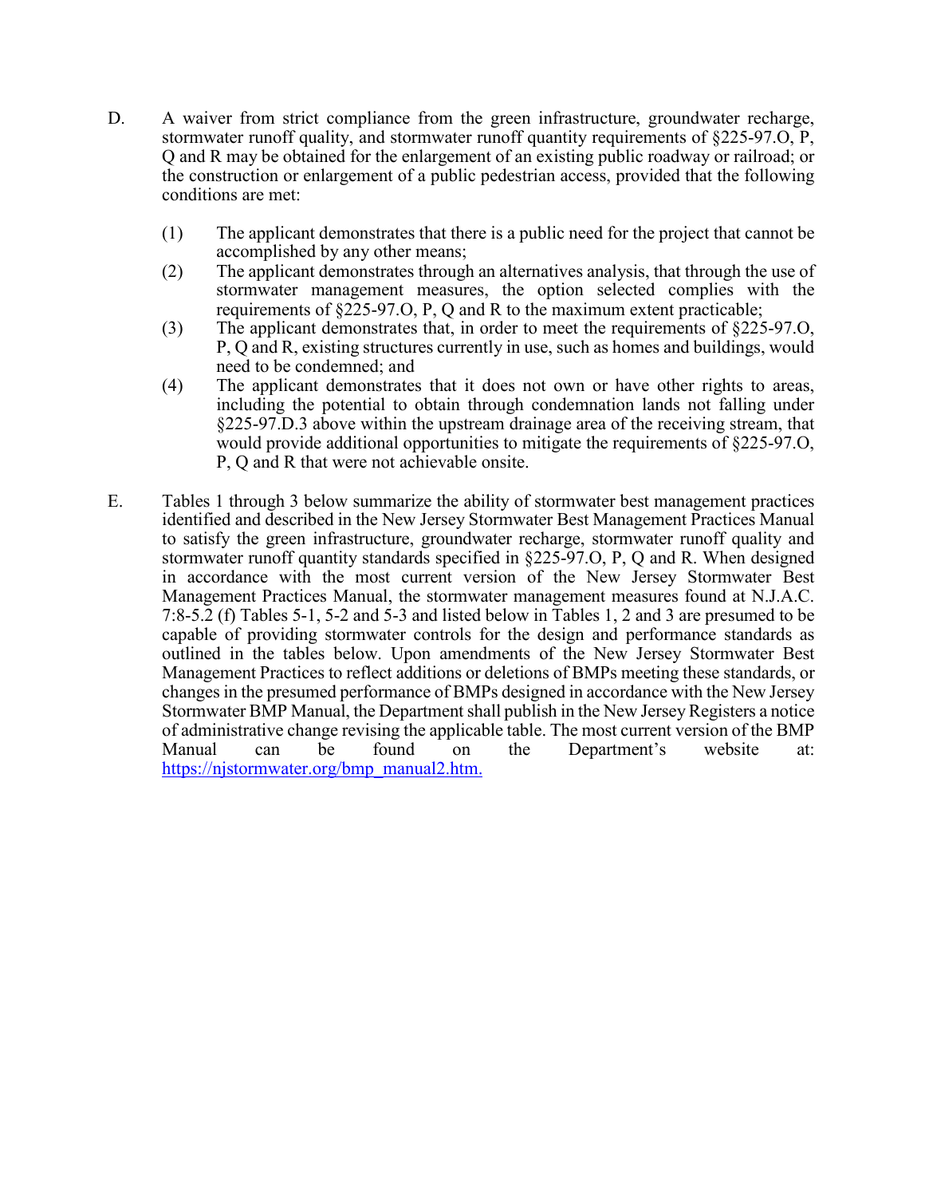D. A waiver from strict compliance from the green infrastructure, groundwater recharge, stormwater runoff quality, and stormwater runoff quantity requirements of §225-97.O, P, Q and R may be obtained for the enlargement of an existing public roadway or railroad; or the construction or enlargement of a public pedestrian access, provided that the following conditions are met:

   (1) The applicant demonstrates that there is a public need for the project that cannot be accomplished by any other means;
   (2) The applicant demonstrates through an alternatives analysis, that through the use of stormwater management measures, the option selected complies with the requirements of §225-97.O, P, Q and R to the maximum extent practicable;
   (3) The applicant demonstrates that, in order to meet the requirements of §225-97.O, P, Q and R, existing structures currently in use, such as homes and buildings, would need to be condemned; and
   (4) The applicant demonstrates that it does not own or have other rights to areas, including the potential to obtain through condemnation lands not falling under §225-97.D.3 above within the upstream drainage area of the receiving stream, that would provide additional opportunities to mitigate the requirements of §225-97.O, P, Q and R that were not achievable onsite.

E. Tables 1 through 3 below summarize the ability of stormwater best management practices identified and described in the New Jersey Stormwater Best Management Practices Manual to satisfy the green infrastructure, groundwater recharge, stormwater runoff quality and stormwater runoff quantity standards specified in §225-97.O, P, Q and R. When designed in accordance with the most current version of the New Jersey Stormwater Best Management Practices Manual, the stormwater management measures found at N.J.A.C. 7:8-5.2 (f) Tables 5-1, 5-2 and 5-3 and listed below in Tables 1, 2 and 3 are presumed to be capable of providing stormwater controls for the design and performance standards as outlined in the tables below. Upon amendments of the New Jersey Stormwater Best Management Practices to reflect additions or deletions of BMPs meeting these standards, or changes in the presumed performance of BMPs designed in accordance with the New Jersey Stormwater BMP Manual, the Department shall publish in the New Jersey Registers a notice of administrative change revising the applicable table. The most current version of the BMP Manual can be found on the Department's website at: https://njstormwater.org/bmp_manual2.htm.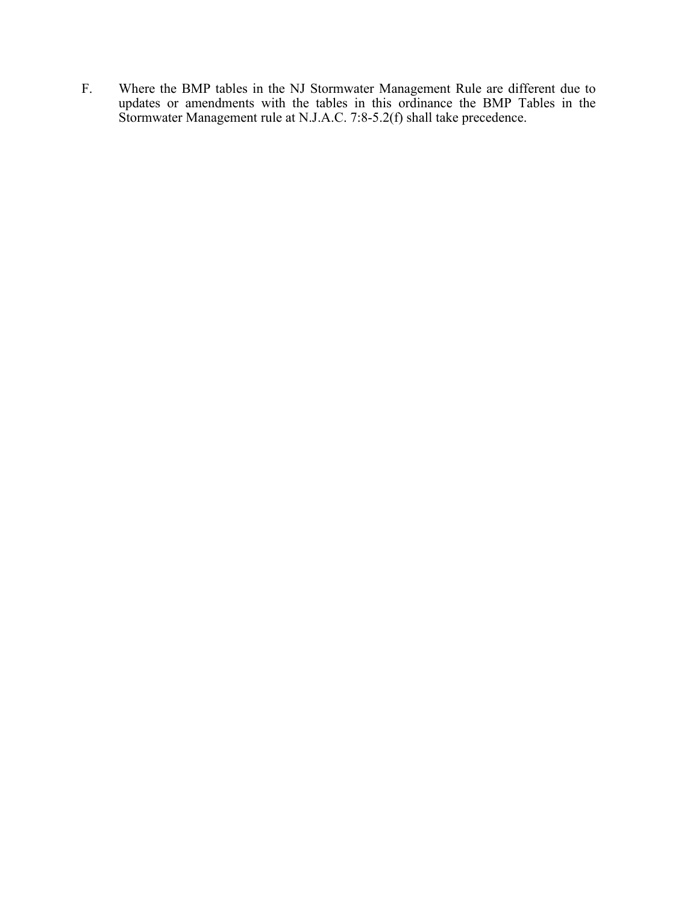F. Where the BMP tables in the NJ Stormwater Management Rule are different due to updates or amendments with the tables in this ordinance the BMP Tables in the Stormwater Management rule at N.J.A.C. 7:8-5.2(f) shall take precedence.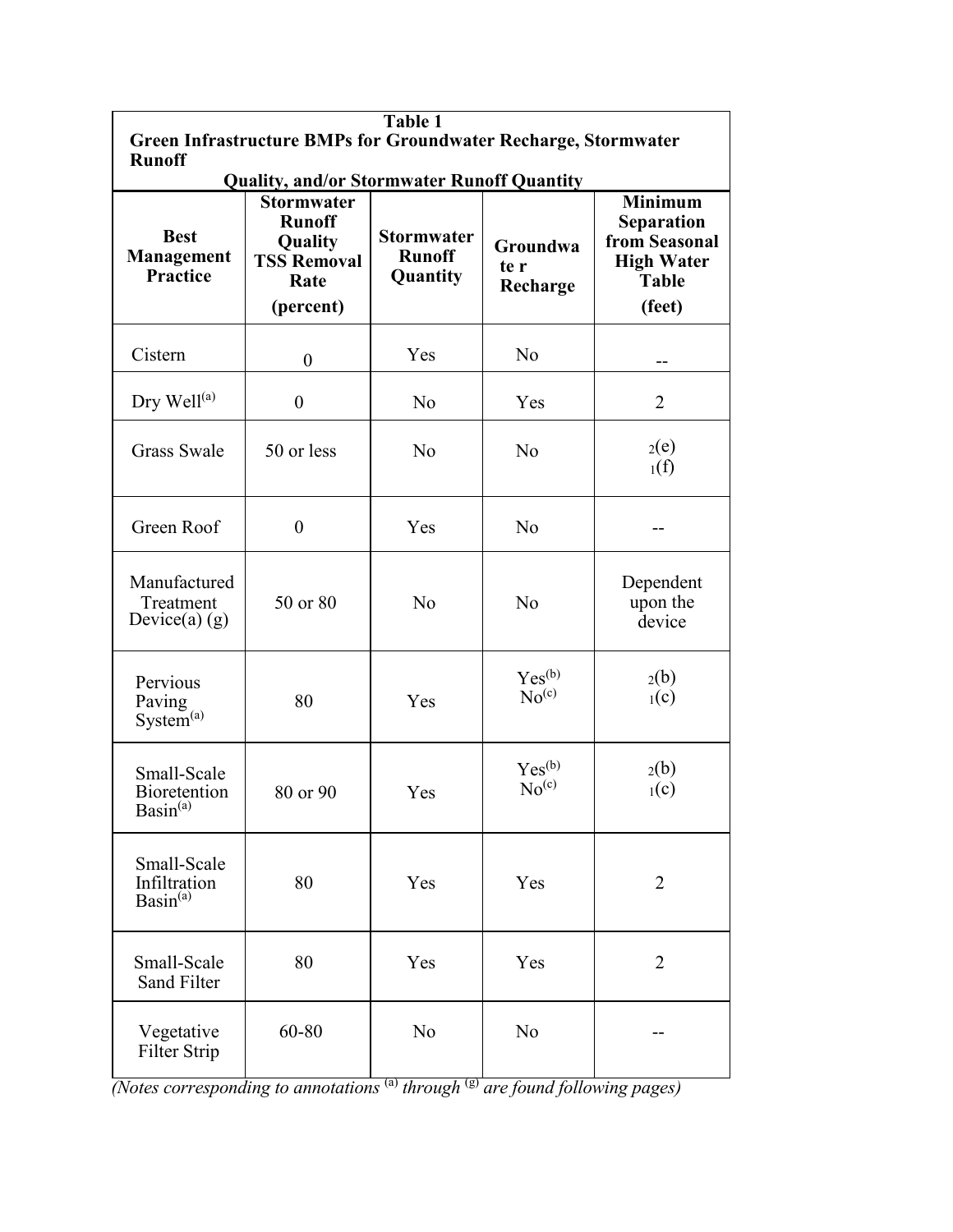**Table 1**
**Green Infrastructure BMPs for Groundwater Recharge, Stormwater Runoff Quality, and/or Stormwater Runoff Quantity**

| Best Management Practice | Stormwater Runoff Quality TSS Removal Rate (percent) | Stormwater Runoff Quantity | Groundwater Recharge | Minimum Separation from Seasonal High Water Table (feet) |
|---|---|---|---|---|
| Cistern | 0 | Yes | No | -- |
| Dry Well[(a)] | 0 | No | Yes | 2 |
| Grass Swale | 50 or less | No | No | 2(e)<br>1(f) |
| Green Roof | 0 | Yes | No | -- |
| Manufactured Treatment Device(a) (g) | 50 or 80 | No | No | Dependent upon the device |
| Pervious Paving System[(a)] | 80 | Yes | Yes[(b)]<br>No[(c)] | 2(b)<br>1(c) |
| Small-Scale Bioretention Basin[(a)] | 80 or 90 | Yes | Yes[(b)]<br>No[(c)] | 2(b)<br>1(c) |
| Small-Scale Infiltration Basin[(a)] | 80 | Yes | Yes | 2 |
| Small-Scale Sand Filter | 80 | Yes | Yes | 2 |
| Vegetative Filter Strip | 60-80 | No | No | -- |

*(Notes corresponding to annotations [(a)] through [(g)] are found following pages)*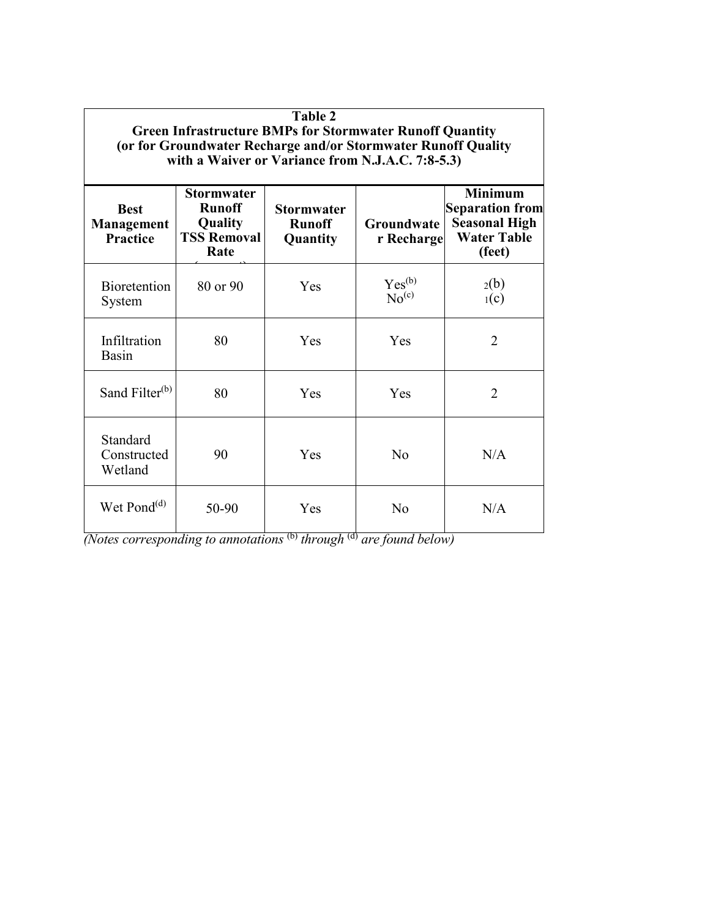| **Table 2**<br>**Green Infrastructure BMPs for Stormwater Runoff Quantity**<br>**(or for Groundwater Recharge and/or Stormwater Runoff Quality with a Waiver or Variance from N.J.A.C. 7:8-5.3)** | | | | |
|---|---|---|---|---|
| **Best Management Practice** | **Stormwater Runoff Quality TSS Removal Rate** | **Stormwater Runoff Quantity** | **Groundwater Recharge** | **Minimum Separation from Seasonal High Water Table (feet)** |
| Bioretention System | 80 or 90 | Yes | Yes[(b)]<br>No[(c)] | 2[(b)]<br>1[(c)] |
| Infiltration Basin | 80 | Yes | Yes | 2 |
| Sand Filter[(b)] | 80 | Yes | Yes | 2 |
| Standard Constructed Wetland | 90 | Yes | No | N/A |
| Wet Pond[(d)] | 50-90 | Yes | No | N/A |

*(Notes corresponding to annotations [(b)] through [(d)] are found below)*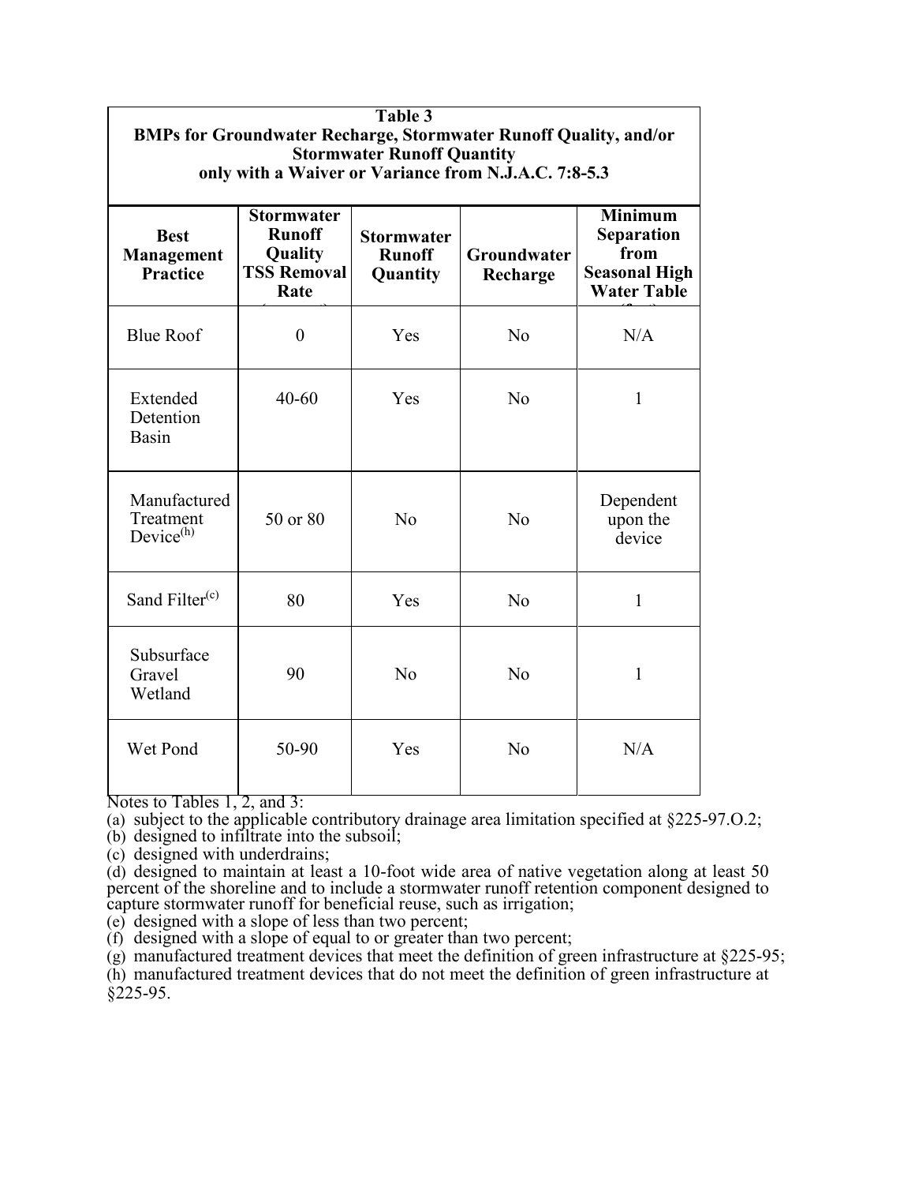| Table 3<br>BMPs for Groundwater Recharge, Stormwater Runoff Quality, and/or Stormwater Runoff Quantity<br>only with a Waiver or Variance from N.J.A.C. 7:8-5.3 | | | | |
|---|---|---|---|---|
| **Best Management Practice** | **Stormwater Runoff Quality TSS Removal Rate (percent)** | **Stormwater Runoff Quantity** | **Groundwater Recharge** | **Minimum Separation from Seasonal High Water Table (feet)** |
| Blue Roof | 0 | Yes | No | N/A |
| Extended Detention Basin | 40-60 | Yes | No | 1 |
| Manufactured Treatment Device(h) | 50 or 80 | No | No | Dependent upon the device |
| Sand Filter(c) | 80 | Yes | No | 1 |
| Subsurface Gravel Wetland | 90 | No | No | 1 |
| Wet Pond | 50-90 | Yes | No | N/A |

Notes to Tables 1, 2, and 3:

(a) subject to the applicable contributory drainage area limitation specified at §225-97.O.2;
(b) designed to infiltrate into the subsoil;
(c) designed with underdrains;
(d) designed to maintain at least a 10-foot wide area of native vegetation along at least 50 percent of the shoreline and to include a stormwater runoff retention component designed to capture stormwater runoff for beneficial reuse, such as irrigation;
(e) designed with a slope of less than two percent;
(f) designed with a slope of equal to or greater than two percent;
(g) manufactured treatment devices that meet the definition of green infrastructure at §225-95;
(h) manufactured treatment devices that do not meet the definition of green infrastructure at §225-95.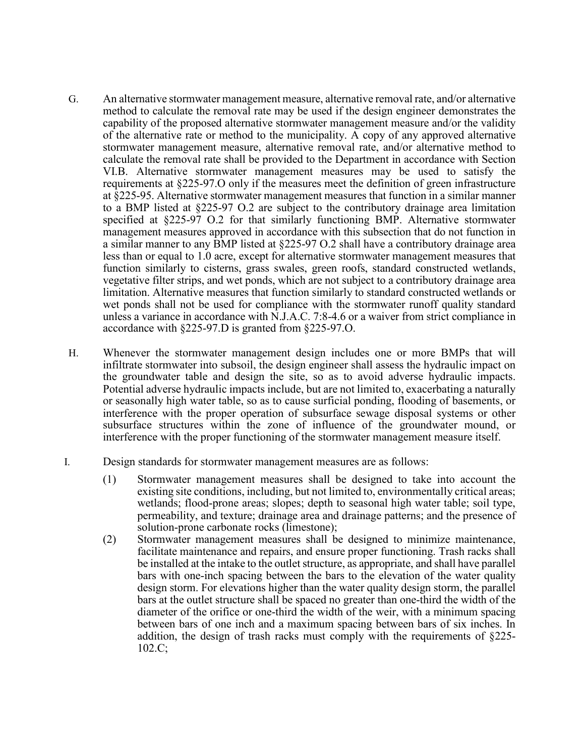G. An alternative stormwater management measure, alternative removal rate, and/or alternative method to calculate the removal rate may be used if the design engineer demonstrates the capability of the proposed alternative stormwater management measure and/or the validity of the alternative rate or method to the municipality. A copy of any approved alternative stormwater management measure, alternative removal rate, and/or alternative method to calculate the removal rate shall be provided to the Department in accordance with Section VI.B. Alternative stormwater management measures may be used to satisfy the requirements at §225-97.O only if the measures meet the definition of green infrastructure at §225-95. Alternative stormwater management measures that function in a similar manner to a BMP listed at §225-97 O.2 are subject to the contributory drainage area limitation specified at §225-97 O.2 for that similarly functioning BMP. Alternative stormwater management measures approved in accordance with this subsection that do not function in a similar manner to any BMP listed at §225-97 O.2 shall have a contributory drainage area less than or equal to 1.0 acre, except for alternative stormwater management measures that function similarly to cisterns, grass swales, green roofs, standard constructed wetlands, vegetative filter strips, and wet ponds, which are not subject to a contributory drainage area limitation. Alternative measures that function similarly to standard constructed wetlands or wet ponds shall not be used for compliance with the stormwater runoff quality standard unless a variance in accordance with N.J.A.C. 7:8-4.6 or a waiver from strict compliance in accordance with §225-97.D is granted from §225-97.O.

H. Whenever the stormwater management design includes one or more BMPs that will infiltrate stormwater into subsoil, the design engineer shall assess the hydraulic impact on the groundwater table and design the site, so as to avoid adverse hydraulic impacts. Potential adverse hydraulic impacts include, but are not limited to, exacerbating a naturally or seasonally high water table, so as to cause surficial ponding, flooding of basements, or interference with the proper operation of subsurface sewage disposal systems or other subsurface structures within the zone of influence of the groundwater mound, or interference with the proper functioning of the stormwater management measure itself.

I. Design standards for stormwater management measures are as follows:

(1) Stormwater management measures shall be designed to take into account the existing site conditions, including, but not limited to, environmentally critical areas; wetlands; flood-prone areas; slopes; depth to seasonal high water table; soil type, permeability, and texture; drainage area and drainage patterns; and the presence of solution-prone carbonate rocks (limestone);

(2) Stormwater management measures shall be designed to minimize maintenance, facilitate maintenance and repairs, and ensure proper functioning. Trash racks shall be installed at the intake to the outlet structure, as appropriate, and shall have parallel bars with one-inch spacing between the bars to the elevation of the water quality design storm. For elevations higher than the water quality design storm, the parallel bars at the outlet structure shall be spaced no greater than one-third the width of the diameter of the orifice or one-third the width of the weir, with a minimum spacing between bars of one inch and a maximum spacing between bars of six inches. In addition, the design of trash racks must comply with the requirements of §225-102.C;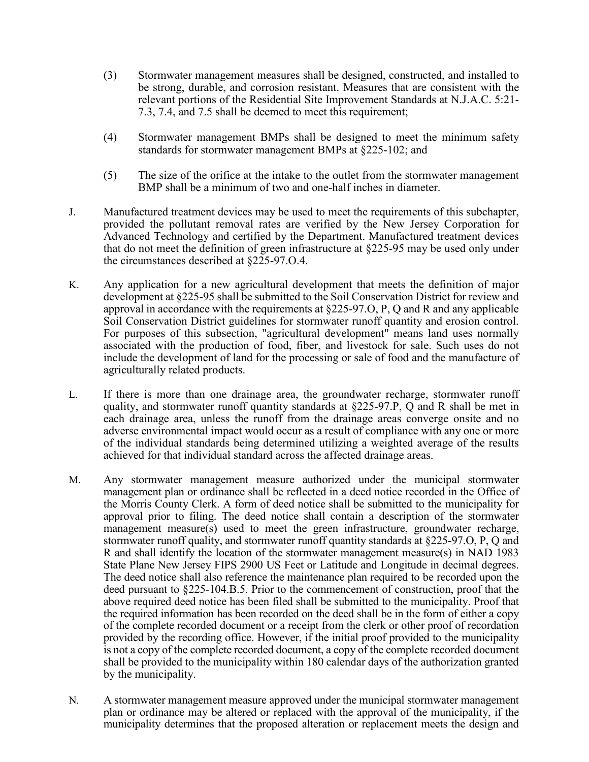(3) Stormwater management measures shall be designed, constructed, and installed to be strong, durable, and corrosion resistant. Measures that are consistent with the relevant portions of the Residential Site Improvement Standards at N.J.A.C. 5:21-7.3, 7.4, and 7.5 shall be deemed to meet this requirement;

(4) Stormwater management BMPs shall be designed to meet the minimum safety standards for stormwater management BMPs at §225-102; and

(5) The size of the orifice at the intake to the outlet from the stormwater management BMP shall be a minimum of two and one-half inches in diameter.

J. Manufactured treatment devices may be used to meet the requirements of this subchapter, provided the pollutant removal rates are verified by the New Jersey Corporation for Advanced Technology and certified by the Department. Manufactured treatment devices that do not meet the definition of green infrastructure at §225-95 may be used only under the circumstances described at §225-97.O.4.

K. Any application for a new agricultural development that meets the definition of major development at §225-95 shall be submitted to the Soil Conservation District for review and approval in accordance with the requirements at §225-97.O, P, Q and R and any applicable Soil Conservation District guidelines for stormwater runoff quantity and erosion control. For purposes of this subsection, "agricultural development" means land uses normally associated with the production of food, fiber, and livestock for sale. Such uses do not include the development of land for the processing or sale of food and the manufacture of agriculturally related products.

L. If there is more than one drainage area, the groundwater recharge, stormwater runoff quality, and stormwater runoff quantity standards at §225-97.P, Q and R shall be met in each drainage area, unless the runoff from the drainage areas converge onsite and no adverse environmental impact would occur as a result of compliance with any one or more of the individual standards being determined utilizing a weighted average of the results achieved for that individual standard across the affected drainage areas.

M. Any stormwater management measure authorized under the municipal stormwater management plan or ordinance shall be reflected in a deed notice recorded in the Office of the Morris County Clerk. A form of deed notice shall be submitted to the municipality for approval prior to filing. The deed notice shall contain a description of the stormwater management measure(s) used to meet the green infrastructure, groundwater recharge, stormwater runoff quality, and stormwater runoff quantity standards at §225-97.O, P, Q and R and shall identify the location of the stormwater management measure(s) in NAD 1983 State Plane New Jersey FIPS 2900 US Feet or Latitude and Longitude in decimal degrees. The deed notice shall also reference the maintenance plan required to be recorded upon the deed pursuant to §225-104.B.5. Prior to the commencement of construction, proof that the above required deed notice has been filed shall be submitted to the municipality. Proof that the required information has been recorded on the deed shall be in the form of either a copy of the complete recorded document or a receipt from the clerk or other proof of recordation provided by the recording office. However, if the initial proof provided to the municipality is not a copy of the complete recorded document, a copy of the complete recorded document shall be provided to the municipality within 180 calendar days of the authorization granted by the municipality.

N. A stormwater management measure approved under the municipal stormwater management plan or ordinance may be altered or replaced with the approval of the municipality, if the municipality determines that the proposed alteration or replacement meets the design and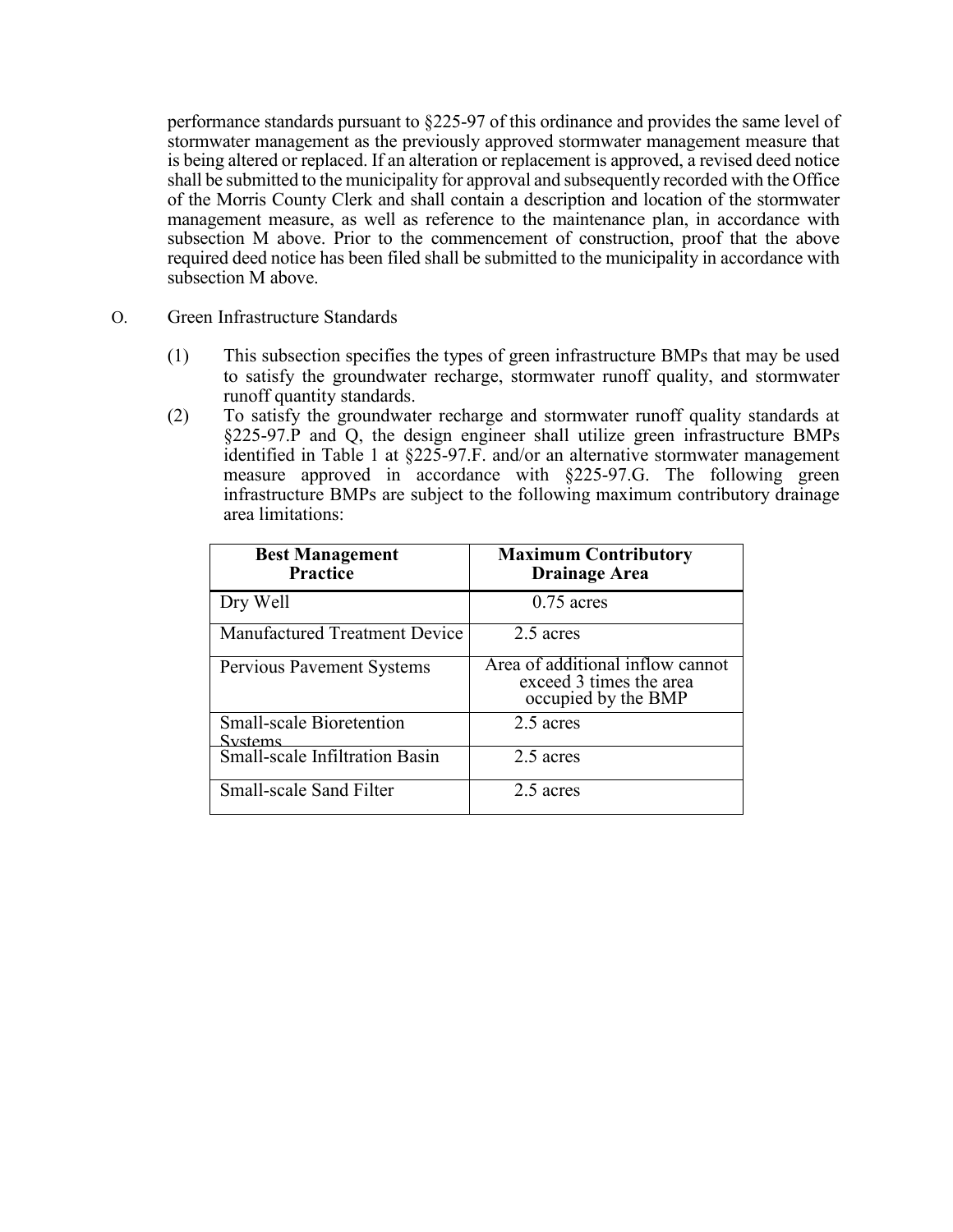performance standards pursuant to §225-97 of this ordinance and provides the same level of stormwater management as the previously approved stormwater management measure that is being altered or replaced. If an alteration or replacement is approved, a revised deed notice shall be submitted to the municipality for approval and subsequently recorded with the Office of the Morris County Clerk and shall contain a description and location of the stormwater management measure, as well as reference to the maintenance plan, in accordance with subsection M above. Prior to the commencement of construction, proof that the above required deed notice has been filed shall be submitted to the municipality in accordance with subsection M above.

O. Green Infrastructure Standards

(1) This subsection specifies the types of green infrastructure BMPs that may be used to satisfy the groundwater recharge, stormwater runoff quality, and stormwater runoff quantity standards.

(2) To satisfy the groundwater recharge and stormwater runoff quality standards at §225-97.P and Q, the design engineer shall utilize green infrastructure BMPs identified in Table 1 at §225-97.F. and/or an alternative stormwater management measure approved in accordance with §225-97.G. The following green infrastructure BMPs are subject to the following maximum contributory drainage area limitations:

| **Best Management Practice** | **Maximum Contributory Drainage Area** |
| --- | --- |
| Dry Well | 0.75 acres |
| Manufactured Treatment Device | 2.5 acres |
| Pervious Pavement Systems | Area of additional inflow cannot exceed 3 times the area occupied by the BMP |
| Small-scale Bioretention Systems | 2.5 acres |
| Small-scale Infiltration Basin | 2.5 acres |
| Small-scale Sand Filter | 2.5 acres |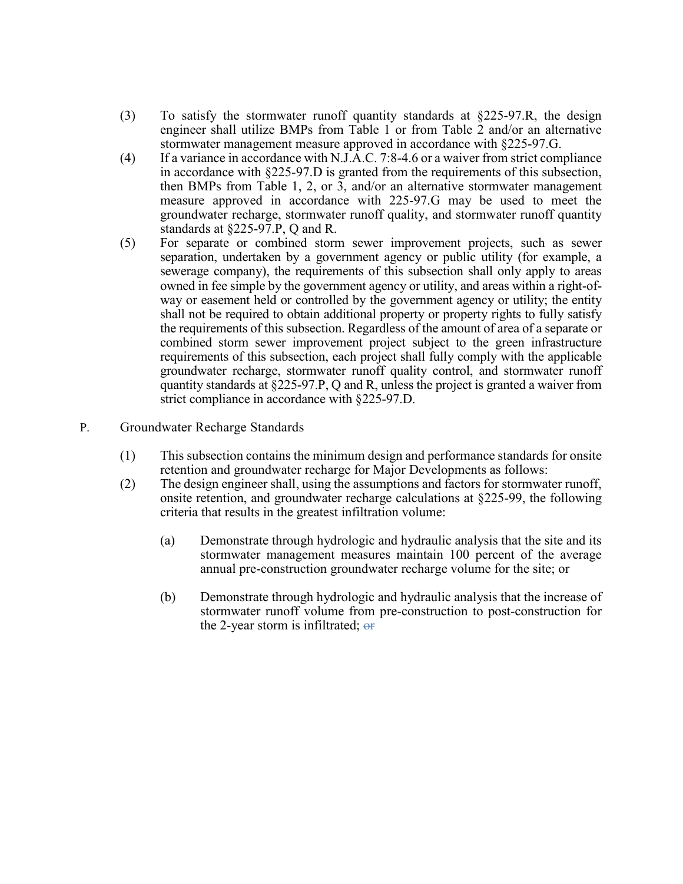(3) To satisfy the stormwater runoff quantity standards at §225-97.R, the design engineer shall utilize BMPs from Table 1 or from Table 2 and/or an alternative stormwater management measure approved in accordance with §225-97.G.

(4) If a variance in accordance with N.J.A.C. 7:8-4.6 or a waiver from strict compliance in accordance with §225-97.D is granted from the requirements of this subsection, then BMPs from Table 1, 2, or 3, and/or an alternative stormwater management measure approved in accordance with 225-97.G may be used to meet the groundwater recharge, stormwater runoff quality, and stormwater runoff quantity standards at §225-97.P, Q and R.

(5) For separate or combined storm sewer improvement projects, such as sewer separation, undertaken by a government agency or public utility (for example, a sewerage company), the requirements of this subsection shall only apply to areas owned in fee simple by the government agency or utility, and areas within a right-of-way or easement held or controlled by the government agency or utility; the entity shall not be required to obtain additional property or property rights to fully satisfy the requirements of this subsection. Regardless of the amount of area of a separate or combined storm sewer improvement project subject to the green infrastructure requirements of this subsection, each project shall fully comply with the applicable groundwater recharge, stormwater runoff quality control, and stormwater runoff quantity standards at §225-97.P, Q and R, unless the project is granted a waiver from strict compliance in accordance with §225-97.D.

P. Groundwater Recharge Standards

(1) This subsection contains the minimum design and performance standards for onsite retention and groundwater recharge for Major Developments as follows:

(2) The design engineer shall, using the assumptions and factors for stormwater runoff, onsite retention, and groundwater recharge calculations at §225-99, the following criteria that results in the greatest infiltration volume:

(a) Demonstrate through hydrologic and hydraulic analysis that the site and its stormwater management measures maintain 100 percent of the average annual pre-construction groundwater recharge volume for the site; or

(b) Demonstrate through hydrologic and hydraulic analysis that the increase of stormwater runoff volume from pre-construction to post-construction for the 2-year storm is infiltrated; ~~or~~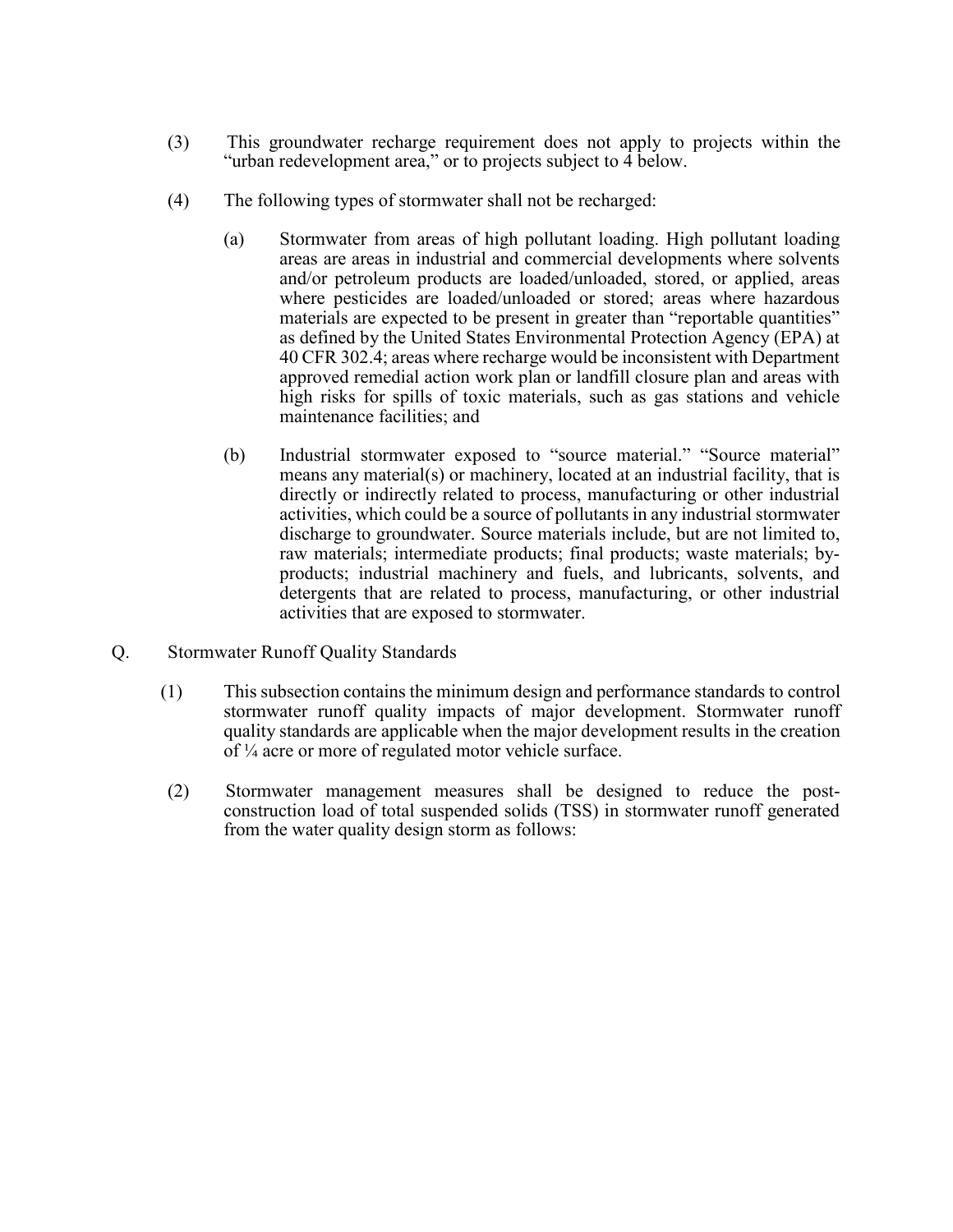(3) This groundwater recharge requirement does not apply to projects within the "urban redevelopment area," or to projects subject to 4 below.

(4) The following types of stormwater shall not be recharged:

(a) Stormwater from areas of high pollutant loading. High pollutant loading areas are areas in industrial and commercial developments where solvents and/or petroleum products are loaded/unloaded, stored, or applied, areas where pesticides are loaded/unloaded or stored; areas where hazardous materials are expected to be present in greater than "reportable quantities" as defined by the United States Environmental Protection Agency (EPA) at 40 CFR 302.4; areas where recharge would be inconsistent with Department approved remedial action work plan or landfill closure plan and areas with high risks for spills of toxic materials, such as gas stations and vehicle maintenance facilities; and

(b) Industrial stormwater exposed to "source material." "Source material" means any material(s) or machinery, located at an industrial facility, that is directly or indirectly related to process, manufacturing or other industrial activities, which could be a source of pollutants in any industrial stormwater discharge to groundwater. Source materials include, but are not limited to, raw materials; intermediate products; final products; waste materials; by-products; industrial machinery and fuels, and lubricants, solvents, and detergents that are related to process, manufacturing, or other industrial activities that are exposed to stormwater.

Q. Stormwater Runoff Quality Standards

(1) This subsection contains the minimum design and performance standards to control stormwater runoff quality impacts of major development. Stormwater runoff quality standards are applicable when the major development results in the creation of ¼ acre or more of regulated motor vehicle surface.

(2) Stormwater management measures shall be designed to reduce the post-construction load of total suspended solids (TSS) in stormwater runoff generated from the water quality design storm as follows: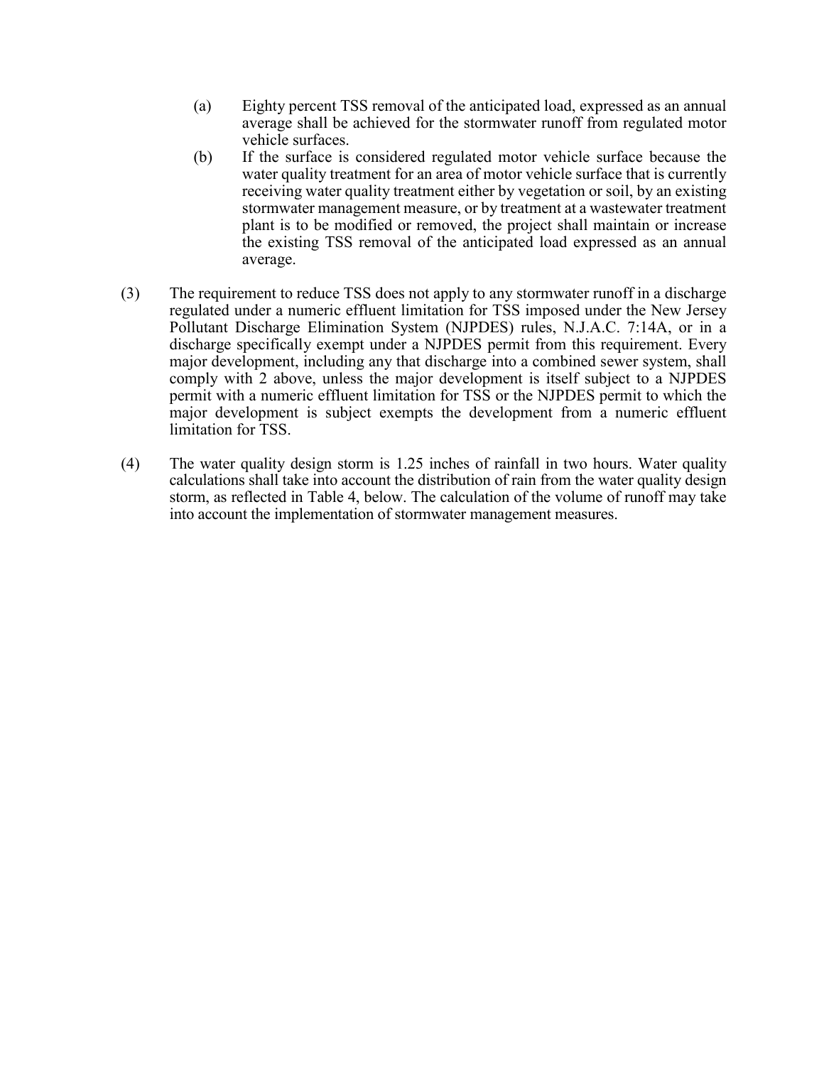(a) Eighty percent TSS removal of the anticipated load, expressed as an annual average shall be achieved for the stormwater runoff from regulated motor vehicle surfaces.

(b) If the surface is considered regulated motor vehicle surface because the water quality treatment for an area of motor vehicle surface that is currently receiving water quality treatment either by vegetation or soil, by an existing stormwater management measure, or by treatment at a wastewater treatment plant is to be modified or removed, the project shall maintain or increase the existing TSS removal of the anticipated load expressed as an annual average.

(3) The requirement to reduce TSS does not apply to any stormwater runoff in a discharge regulated under a numeric effluent limitation for TSS imposed under the New Jersey Pollutant Discharge Elimination System (NJPDES) rules, N.J.A.C. 7:14A, or in a discharge specifically exempt under a NJPDES permit from this requirement. Every major development, including any that discharge into a combined sewer system, shall comply with 2 above, unless the major development is itself subject to a NJPDES permit with a numeric effluent limitation for TSS or the NJPDES permit to which the major development is subject exempts the development from a numeric effluent limitation for TSS.

(4) The water quality design storm is 1.25 inches of rainfall in two hours. Water quality calculations shall take into account the distribution of rain from the water quality design storm, as reflected in Table 4, below. The calculation of the volume of runoff may take into account the implementation of stormwater management measures.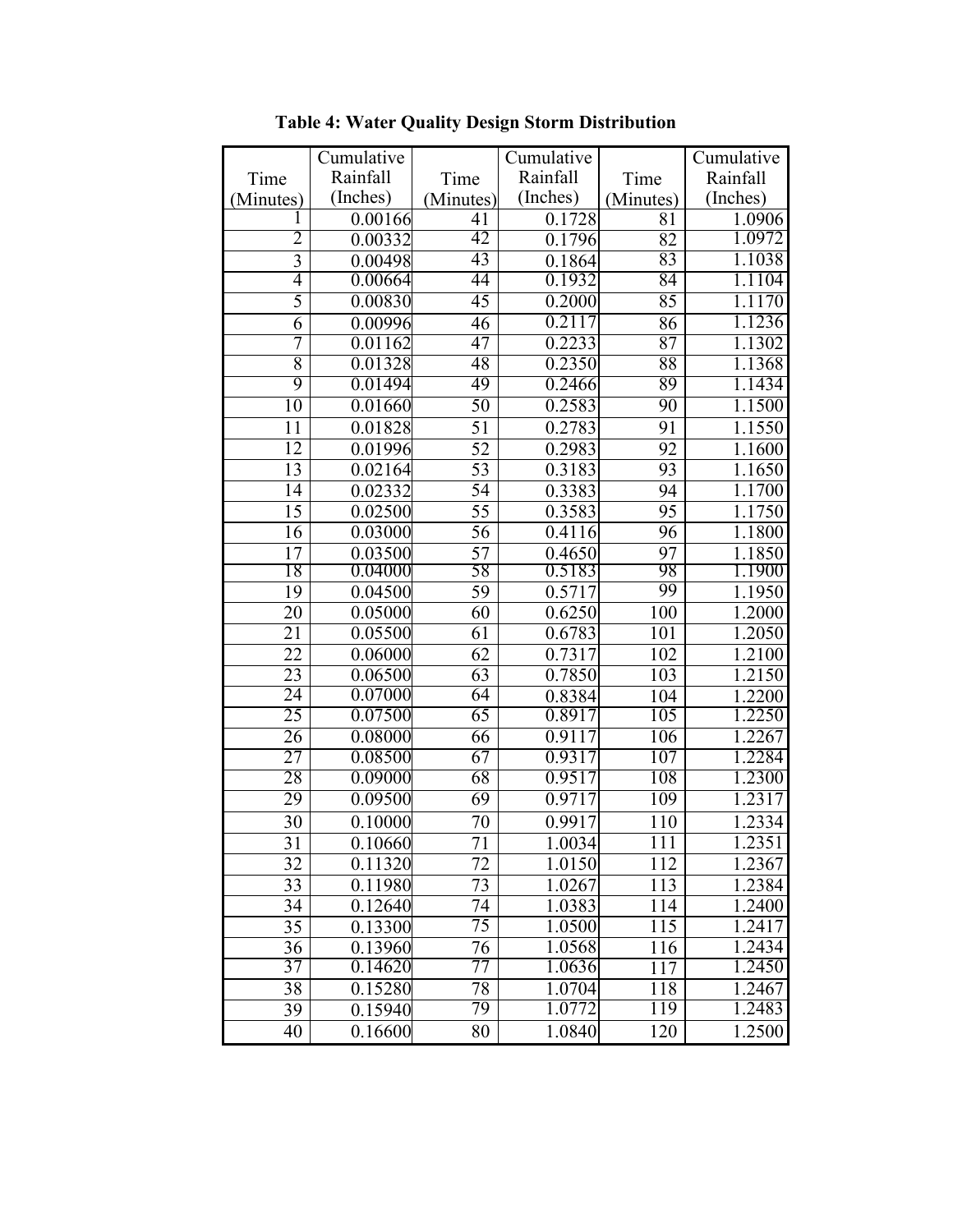**Table 4: Water Quality Design Storm Distribution**

| Time (Minutes) | Cumulative Rainfall (Inches) | Time (Minutes) | Cumulative Rainfall (Inches) | Time (Minutes) | Cumulative Rainfall (Inches) |
|---|---|---|---|---|---|
| 1 | 0.00166 | 41 | 0.1728 | 81 | 1.0906 |
| 2 | 0.00332 | 42 | 0.1796 | 82 | 1.0972 |
| 3 | 0.00498 | 43 | 0.1864 | 83 | 1.1038 |
| 4 | 0.00664 | 44 | 0.1932 | 84 | 1.1104 |
| 5 | 0.00830 | 45 | 0.2000 | 85 | 1.1170 |
| 6 | 0.00996 | 46 | 0.2117 | 86 | 1.1236 |
| 7 | 0.01162 | 47 | 0.2233 | 87 | 1.1302 |
| 8 | 0.01328 | 48 | 0.2350 | 88 | 1.1368 |
| 9 | 0.01494 | 49 | 0.2466 | 89 | 1.1434 |
| 10 | 0.01660 | 50 | 0.2583 | 90 | 1.1500 |
| 11 | 0.01828 | 51 | 0.2783 | 91 | 1.1550 |
| 12 | 0.01996 | 52 | 0.2983 | 92 | 1.1600 |
| 13 | 0.02164 | 53 | 0.3183 | 93 | 1.1650 |
| 14 | 0.02332 | 54 | 0.3383 | 94 | 1.1700 |
| 15 | 0.02500 | 55 | 0.3583 | 95 | 1.1750 |
| 16 | 0.03000 | 56 | 0.4116 | 96 | 1.1800 |
| 17 | 0.03500 | 57 | 0.4650 | 97 | 1.1850 |
| 18 | 0.04000 | 58 | 0.5183 | 98 | 1.1900 |
| 19 | 0.04500 | 59 | 0.5717 | 99 | 1.1950 |
| 20 | 0.05000 | 60 | 0.6250 | 100 | 1.2000 |
| 21 | 0.05500 | 61 | 0.6783 | 101 | 1.2050 |
| 22 | 0.06000 | 62 | 0.7317 | 102 | 1.2100 |
| 23 | 0.06500 | 63 | 0.7850 | 103 | 1.2150 |
| 24 | 0.07000 | 64 | 0.8384 | 104 | 1.2200 |
| 25 | 0.07500 | 65 | 0.8917 | 105 | 1.2250 |
| 26 | 0.08000 | 66 | 0.9117 | 106 | 1.2267 |
| 27 | 0.08500 | 67 | 0.9317 | 107 | 1.2284 |
| 28 | 0.09000 | 68 | 0.9517 | 108 | 1.2300 |
| 29 | 0.09500 | 69 | 0.9717 | 109 | 1.2317 |
| 30 | 0.10000 | 70 | 0.9917 | 110 | 1.2334 |
| 31 | 0.10660 | 71 | 1.0034 | 111 | 1.2351 |
| 32 | 0.11320 | 72 | 1.0150 | 112 | 1.2367 |
| 33 | 0.11980 | 73 | 1.0267 | 113 | 1.2384 |
| 34 | 0.12640 | 74 | 1.0383 | 114 | 1.2400 |
| 35 | 0.13300 | 75 | 1.0500 | 115 | 1.2417 |
| 36 | 0.13960 | 76 | 1.0568 | 116 | 1.2434 |
| 37 | 0.14620 | 77 | 1.0636 | 117 | 1.2450 |
| 38 | 0.15280 | 78 | 1.0704 | 118 | 1.2467 |
| 39 | 0.15940 | 79 | 1.0772 | 119 | 1.2483 |
| 40 | 0.16600 | 80 | 1.0840 | 120 | 1.2500 |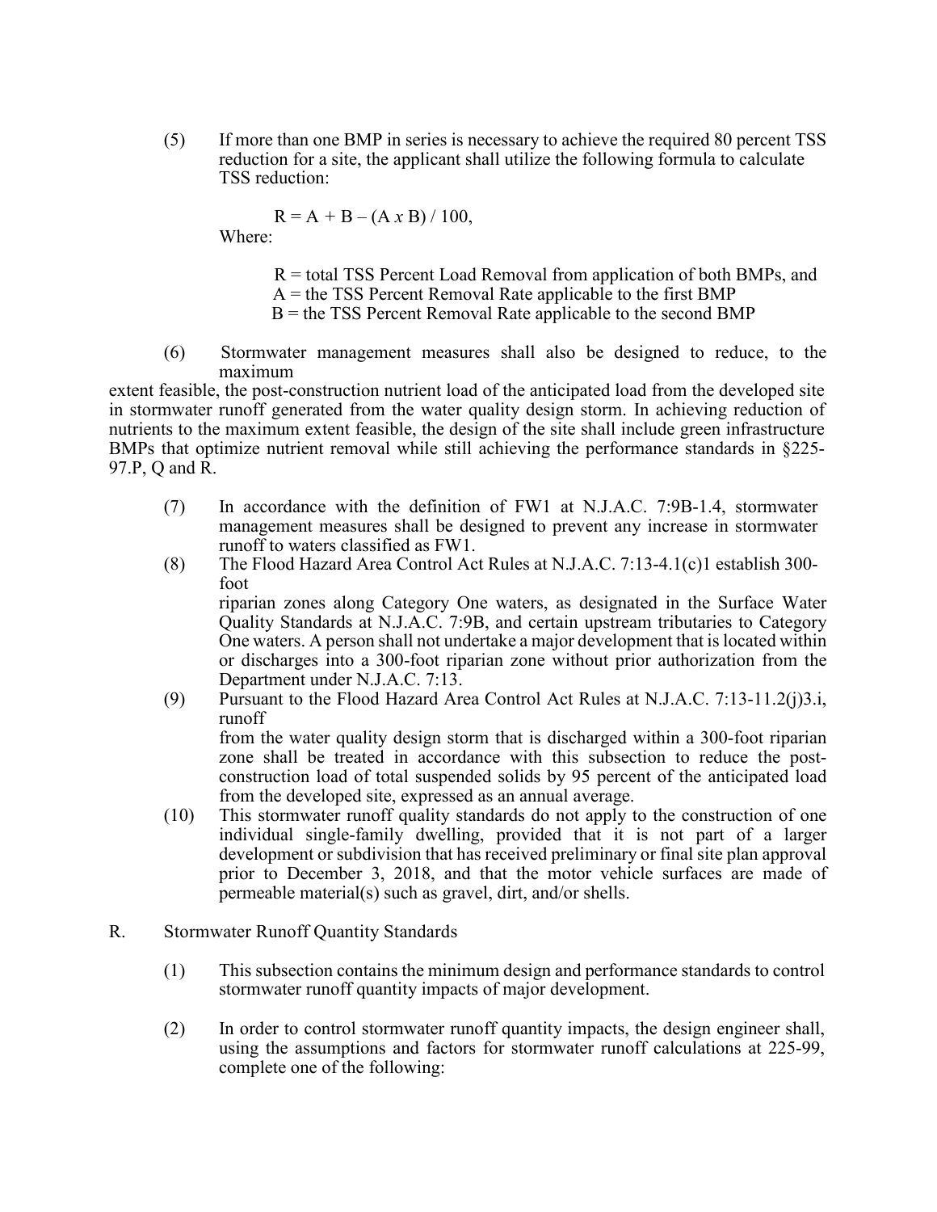(5) If more than one BMP in series is necessary to achieve the required 80 percent TSS reduction for a site, the applicant shall utilize the following formula to calculate TSS reduction:

$$R = A + B - (A \times B) / 100,$$

Where:

R = total TSS Percent Load Removal from application of both BMPs, and
A = the TSS Percent Removal Rate applicable to the first BMP
B = the TSS Percent Removal Rate applicable to the second BMP

(6) Stormwater management measures shall also be designed to reduce, to the maximum extent feasible, the post-construction nutrient load of the anticipated load from the developed site in stormwater runoff generated from the water quality design storm. In achieving reduction of nutrients to the maximum extent feasible, the design of the site shall include green infrastructure BMPs that optimize nutrient removal while still achieving the performance standards in §225-97.P, Q and R.

(7) In accordance with the definition of FW1 at N.J.A.C. 7:9B-1.4, stormwater management measures shall be designed to prevent any increase in stormwater runoff to waters classified as FW1.

(8) The Flood Hazard Area Control Act Rules at N.J.A.C. 7:13-4.1(c)1 establish 300-foot riparian zones along Category One waters, as designated in the Surface Water Quality Standards at N.J.A.C. 7:9B, and certain upstream tributaries to Category One waters. A person shall not undertake a major development that is located within or discharges into a 300-foot riparian zone without prior authorization from the Department under N.J.A.C. 7:13.

(9) Pursuant to the Flood Hazard Area Control Act Rules at N.J.A.C. 7:13-11.2(j)3.i, runoff from the water quality design storm that is discharged within a 300-foot riparian zone shall be treated in accordance with this subsection to reduce the post-construction load of total suspended solids by 95 percent of the anticipated load from the developed site, expressed as an annual average.

(10) This stormwater runoff quality standards do not apply to the construction of one individual single-family dwelling, provided that it is not part of a larger development or subdivision that has received preliminary or final site plan approval prior to December 3, 2018, and that the motor vehicle surfaces are made of permeable material(s) such as gravel, dirt, and/or shells.

R. Stormwater Runoff Quantity Standards

(1) This subsection contains the minimum design and performance standards to control stormwater runoff quantity impacts of major development.

(2) In order to control stormwater runoff quantity impacts, the design engineer shall, using the assumptions and factors for stormwater runoff calculations at 225-99, complete one of the following: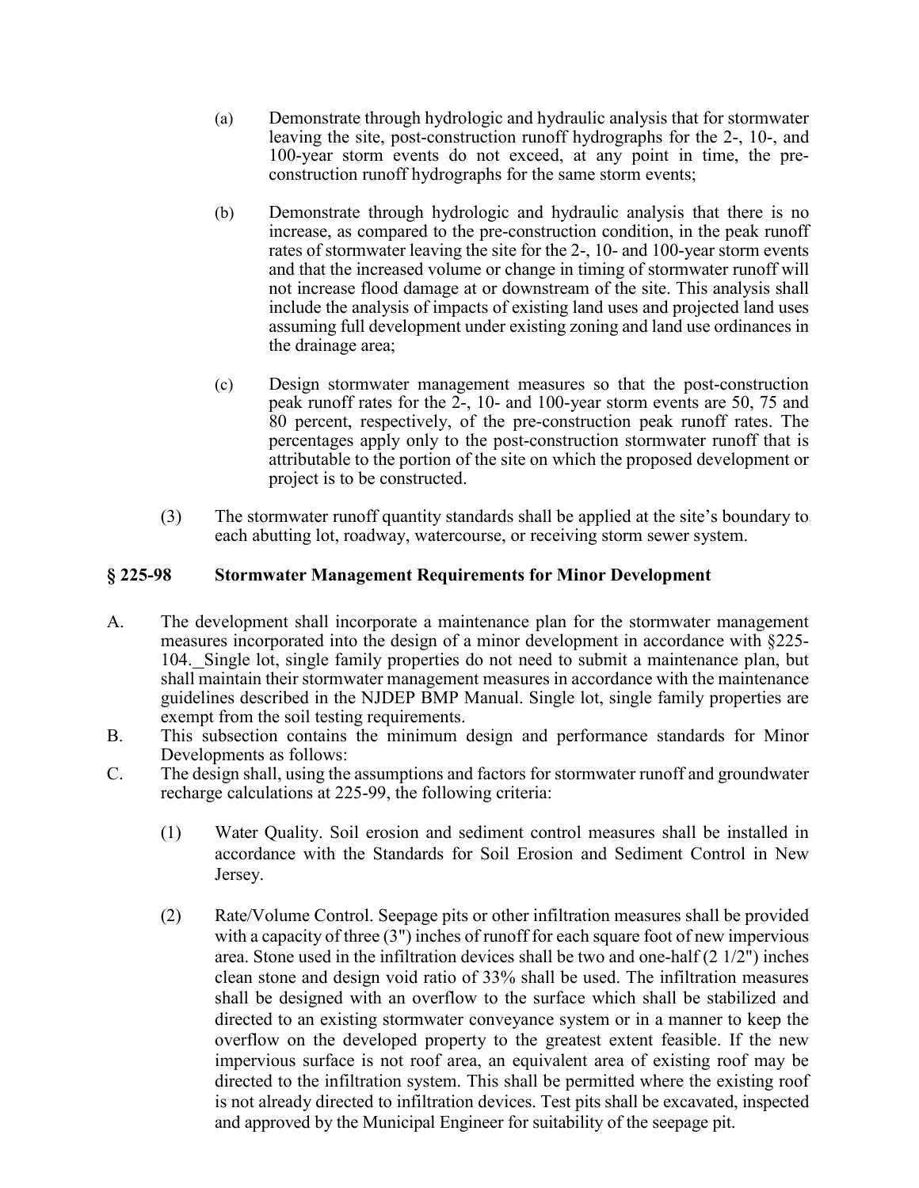(a) Demonstrate through hydrologic and hydraulic analysis that for stormwater leaving the site, post-construction runoff hydrographs for the 2-, 10-, and 100-year storm events do not exceed, at any point in time, the pre-construction runoff hydrographs for the same storm events;

(b) Demonstrate through hydrologic and hydraulic analysis that there is no increase, as compared to the pre-construction condition, in the peak runoff rates of stormwater leaving the site for the 2-, 10- and 100-year storm events and that the increased volume or change in timing of stormwater runoff will not increase flood damage at or downstream of the site. This analysis shall include the analysis of impacts of existing land uses and projected land uses assuming full development under existing zoning and land use ordinances in the drainage area;

(c) Design stormwater management measures so that the post-construction peak runoff rates for the 2-, 10- and 100-year storm events are 50, 75 and 80 percent, respectively, of the pre-construction peak runoff rates. The percentages apply only to the post-construction stormwater runoff that is attributable to the portion of the site on which the proposed development or project is to be constructed.

(3) The stormwater runoff quantity standards shall be applied at the site's boundary to each abutting lot, roadway, watercourse, or receiving storm sewer system.

## § 225-98 Stormwater Management Requirements for Minor Development

A. The development shall incorporate a maintenance plan for the stormwater management measures incorporated into the design of a minor development in accordance with §225-104._Single lot, single family properties do not need to submit a maintenance plan, but shall maintain their stormwater management measures in accordance with the maintenance guidelines described in the NJDEP BMP Manual. Single lot, single family properties are exempt from the soil testing requirements.

B. This subsection contains the minimum design and performance standards for Minor Developments as follows:

C. The design shall, using the assumptions and factors for stormwater runoff and groundwater recharge calculations at 225-99, the following criteria:

(1) Water Quality. Soil erosion and sediment control measures shall be installed in accordance with the Standards for Soil Erosion and Sediment Control in New Jersey.

(2) Rate/Volume Control. Seepage pits or other infiltration measures shall be provided with a capacity of three (3") inches of runoff for each square foot of new impervious area. Stone used in the infiltration devices shall be two and one-half (2 1/2") inches clean stone and design void ratio of 33% shall be used. The infiltration measures shall be designed with an overflow to the surface which shall be stabilized and directed to an existing stormwater conveyance system or in a manner to keep the overflow on the developed property to the greatest extent feasible. If the new impervious surface is not roof area, an equivalent area of existing roof may be directed to the infiltration system. This shall be permitted where the existing roof is not already directed to infiltration devices. Test pits shall be excavated, inspected and approved by the Municipal Engineer for suitability of the seepage pit.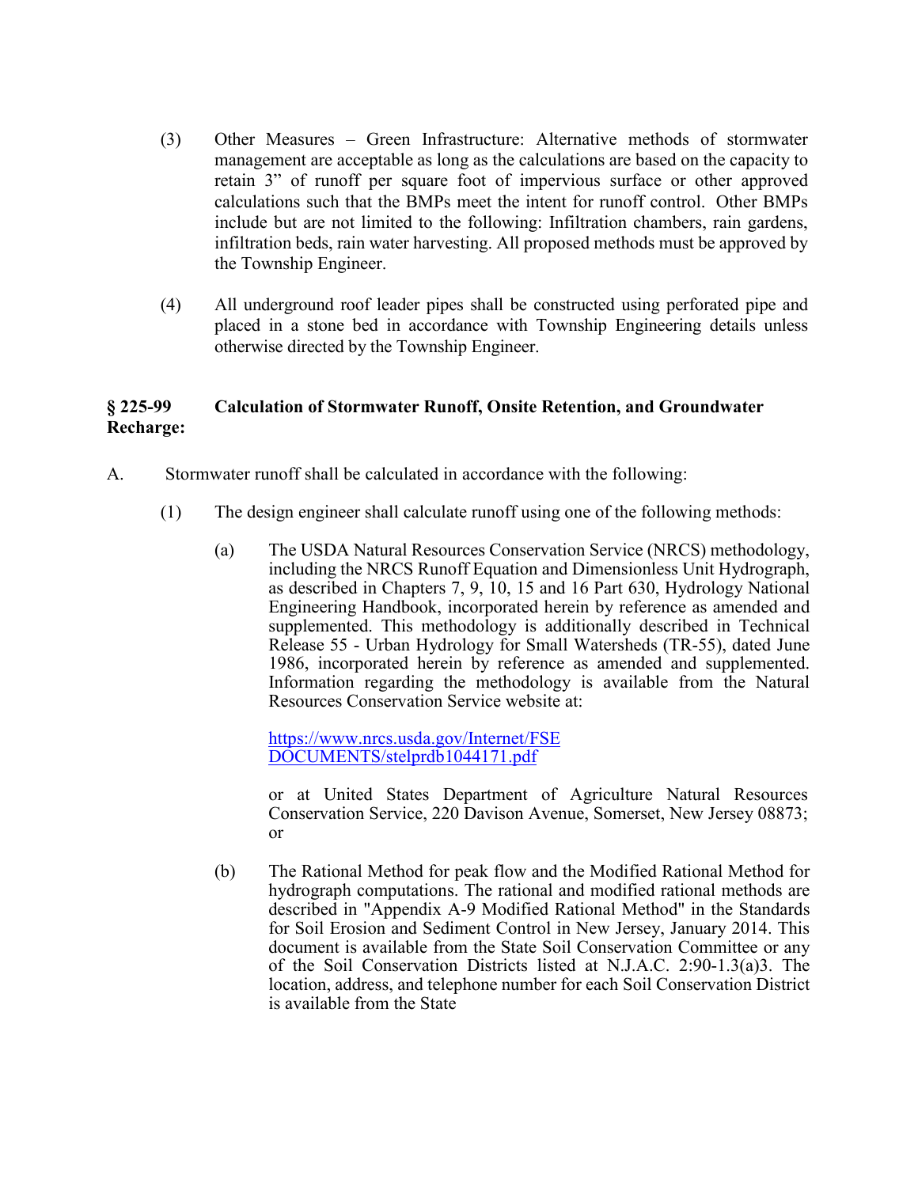(3) Other Measures – Green Infrastructure: Alternative methods of stormwater management are acceptable as long as the calculations are based on the capacity to retain 3" of runoff per square foot of impervious surface or other approved calculations such that the BMPs meet the intent for runoff control. Other BMPs include but are not limited to the following: Infiltration chambers, rain gardens, infiltration beds, rain water harvesting. All proposed methods must be approved by the Township Engineer.

(4) All underground roof leader pipes shall be constructed using perforated pipe and placed in a stone bed in accordance with Township Engineering details unless otherwise directed by the Township Engineer.

## § 225-99 Calculation of Stormwater Runoff, Onsite Retention, and Groundwater Recharge:

A. Stormwater runoff shall be calculated in accordance with the following:

(1) The design engineer shall calculate runoff using one of the following methods:

(a) The USDA Natural Resources Conservation Service (NRCS) methodology, including the NRCS Runoff Equation and Dimensionless Unit Hydrograph, as described in Chapters 7, 9, 10, 15 and 16 Part 630, Hydrology National Engineering Handbook, incorporated herein by reference as amended and supplemented. This methodology is additionally described in Technical Release 55 - Urban Hydrology for Small Watersheds (TR-55), dated June 1986, incorporated herein by reference as amended and supplemented. Information regarding the methodology is available from the Natural Resources Conservation Service website at:

[https://www.nrcs.usda.gov/Internet/FSE DOCUMENTS/stelprdb1044171.pdf](https://www.nrcs.usda.gov/Internet/FSE_DOCUMENTS/stelprdb1044171.pdf)

or at United States Department of Agriculture Natural Resources Conservation Service, 220 Davison Avenue, Somerset, New Jersey 08873; or

(b) The Rational Method for peak flow and the Modified Rational Method for hydrograph computations. The rational and modified rational methods are described in "Appendix A-9 Modified Rational Method" in the Standards for Soil Erosion and Sediment Control in New Jersey, January 2014. This document is available from the State Soil Conservation Committee or any of the Soil Conservation Districts listed at N.J.A.C. 2:90-1.3(a)3. The location, address, and telephone number for each Soil Conservation District is available from the State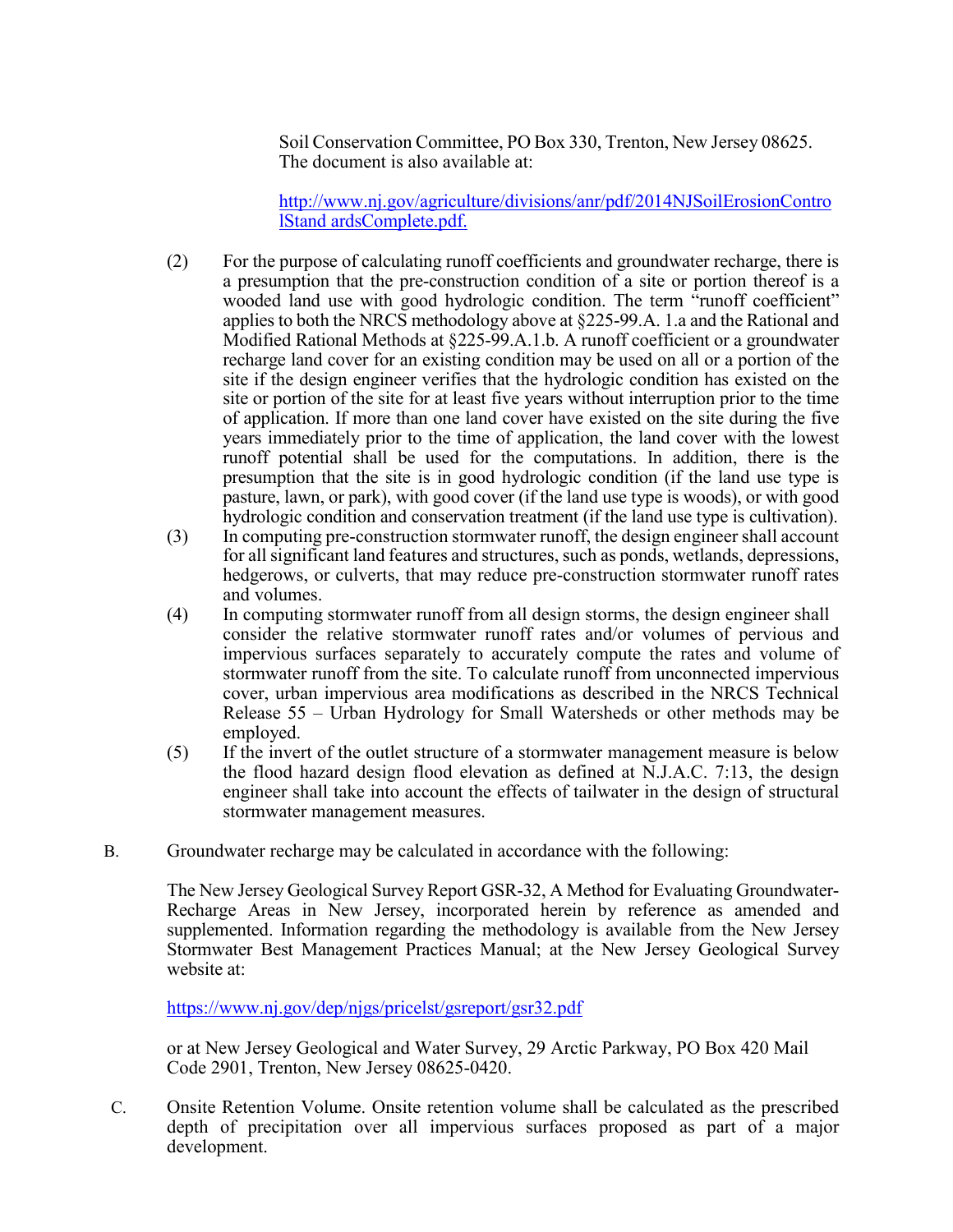Soil Conservation Committee, PO Box 330, Trenton, New Jersey 08625. The document is also available at:

http://www.nj.gov/agriculture/divisions/anr/pdf/2014NJSoilErosionControlStand ardsComplete.pdf.

(2) For the purpose of calculating runoff coefficients and groundwater recharge, there is a presumption that the pre-construction condition of a site or portion thereof is a wooded land use with good hydrologic condition. The term "runoff coefficient" applies to both the NRCS methodology above at §225-99.A. 1.a and the Rational and Modified Rational Methods at §225-99.A.1.b. A runoff coefficient or a groundwater recharge land cover for an existing condition may be used on all or a portion of the site if the design engineer verifies that the hydrologic condition has existed on the site or portion of the site for at least five years without interruption prior to the time of application. If more than one land cover have existed on the site during the five years immediately prior to the time of application, the land cover with the lowest runoff potential shall be used for the computations. In addition, there is the presumption that the site is in good hydrologic condition (if the land use type is pasture, lawn, or park), with good cover (if the land use type is woods), or with good hydrologic condition and conservation treatment (if the land use type is cultivation).

(3) In computing pre-construction stormwater runoff, the design engineer shall account for all significant land features and structures, such as ponds, wetlands, depressions, hedgerows, or culverts, that may reduce pre-construction stormwater runoff rates and volumes.

(4) In computing stormwater runoff from all design storms, the design engineer shall consider the relative stormwater runoff rates and/or volumes of pervious and impervious surfaces separately to accurately compute the rates and volume of stormwater runoff from the site. To calculate runoff from unconnected impervious cover, urban impervious area modifications as described in the NRCS Technical Release 55 – Urban Hydrology for Small Watersheds or other methods may be employed.

(5) If the invert of the outlet structure of a stormwater management measure is below the flood hazard design flood elevation as defined at N.J.A.C. 7:13, the design engineer shall take into account the effects of tailwater in the design of structural stormwater management measures.

B. Groundwater recharge may be calculated in accordance with the following:

The New Jersey Geological Survey Report GSR-32, A Method for Evaluating Groundwater-Recharge Areas in New Jersey, incorporated herein by reference as amended and supplemented. Information regarding the methodology is available from the New Jersey Stormwater Best Management Practices Manual; at the New Jersey Geological Survey website at:

https://www.nj.gov/dep/njgs/pricelst/gsreport/gsr32.pdf

or at New Jersey Geological and Water Survey, 29 Arctic Parkway, PO Box 420 Mail Code 2901, Trenton, New Jersey 08625-0420.

C. Onsite Retention Volume. Onsite retention volume shall be calculated as the prescribed depth of precipitation over all impervious surfaces proposed as part of a major development.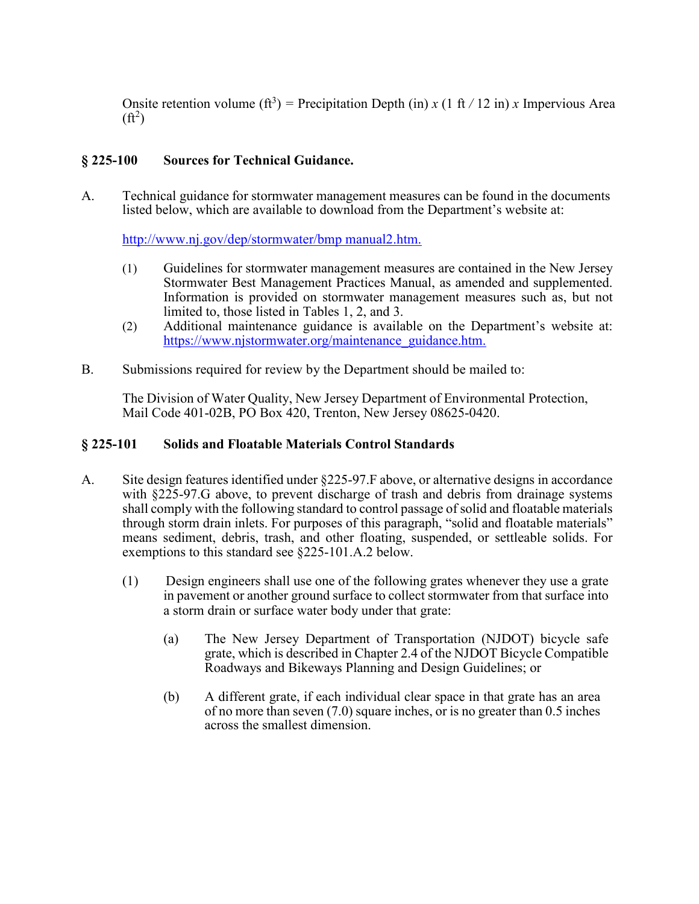Onsite retention volume ($ft^3$) = Precipitation Depth (in) *x* (1 ft / 12 in) *x* Impervious Area ($ft^2$)

## § 225-100 Sources for Technical Guidance.

A. Technical guidance for stormwater management measures can be found in the documents listed below, which are available to download from the Department's website at:

http://www.nj.gov/dep/stormwater/bmp manual2.htm.

(1) Guidelines for stormwater management measures are contained in the New Jersey Stormwater Best Management Practices Manual, as amended and supplemented. Information is provided on stormwater management measures such as, but not limited to, those listed in Tables 1, 2, and 3.

(2) Additional maintenance guidance is available on the Department's website at: https://www.njstormwater.org/maintenance_guidance.htm.

B. Submissions required for review by the Department should be mailed to:

The Division of Water Quality, New Jersey Department of Environmental Protection, Mail Code 401-02B, PO Box 420, Trenton, New Jersey 08625-0420.

## § 225-101 Solids and Floatable Materials Control Standards

A. Site design features identified under §225-97.F above, or alternative designs in accordance with §225-97.G above, to prevent discharge of trash and debris from drainage systems shall comply with the following standard to control passage of solid and floatable materials through storm drain inlets. For purposes of this paragraph, "solid and floatable materials" means sediment, debris, trash, and other floating, suspended, or settleable solids. For exemptions to this standard see §225-101.A.2 below.

(1) Design engineers shall use one of the following grates whenever they use a grate in pavement or another ground surface to collect stormwater from that surface into a storm drain or surface water body under that grate:

(a) The New Jersey Department of Transportation (NJDOT) bicycle safe grate, which is described in Chapter 2.4 of the NJDOT Bicycle Compatible Roadways and Bikeways Planning and Design Guidelines; or

(b) A different grate, if each individual clear space in that grate has an area of no more than seven (7.0) square inches, or is no greater than 0.5 inches across the smallest dimension.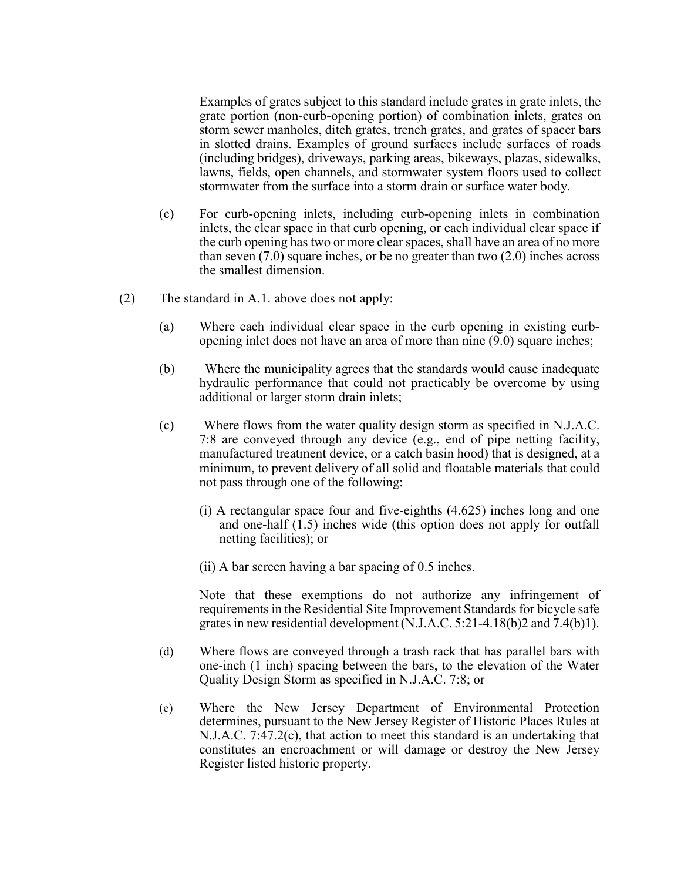Examples of grates subject to this standard include grates in grate inlets, the grate portion (non-curb-opening portion) of combination inlets, grates on storm sewer manholes, ditch grates, trench grates, and grates of spacer bars in slotted drains. Examples of ground surfaces include surfaces of roads (including bridges), driveways, parking areas, bikeways, plazas, sidewalks, lawns, fields, open channels, and stormwater system floors used to collect stormwater from the surface into a storm drain or surface water body.

(c) For curb-opening inlets, including curb-opening inlets in combination inlets, the clear space in that curb opening, or each individual clear space if the curb opening has two or more clear spaces, shall have an area of no more than seven (7.0) square inches, or be no greater than two (2.0) inches across the smallest dimension.

(2) The standard in A.1. above does not apply:

(a) Where each individual clear space in the curb opening in existing curb-opening inlet does not have an area of more than nine (9.0) square inches;

(b) Where the municipality agrees that the standards would cause inadequate hydraulic performance that could not practicably be overcome by using additional or larger storm drain inlets;

(c) Where flows from the water quality design storm as specified in N.J.A.C. 7:8 are conveyed through any device (e.g., end of pipe netting facility, manufactured treatment device, or a catch basin hood) that is designed, at a minimum, to prevent delivery of all solid and floatable materials that could not pass through one of the following:

(i) A rectangular space four and five-eighths (4.625) inches long and one and one-half (1.5) inches wide (this option does not apply for outfall netting facilities); or

(ii) A bar screen having a bar spacing of 0.5 inches.

Note that these exemptions do not authorize any infringement of requirements in the Residential Site Improvement Standards for bicycle safe grates in new residential development (N.J.A.C. 5:21-4.18(b)2 and 7.4(b)1).

(d) Where flows are conveyed through a trash rack that has parallel bars with one-inch (1 inch) spacing between the bars, to the elevation of the Water Quality Design Storm as specified in N.J.A.C. 7:8; or

(e) Where the New Jersey Department of Environmental Protection determines, pursuant to the New Jersey Register of Historic Places Rules at N.J.A.C. 7:47.2(c), that action to meet this standard is an undertaking that constitutes an encroachment or will damage or destroy the New Jersey Register listed historic property.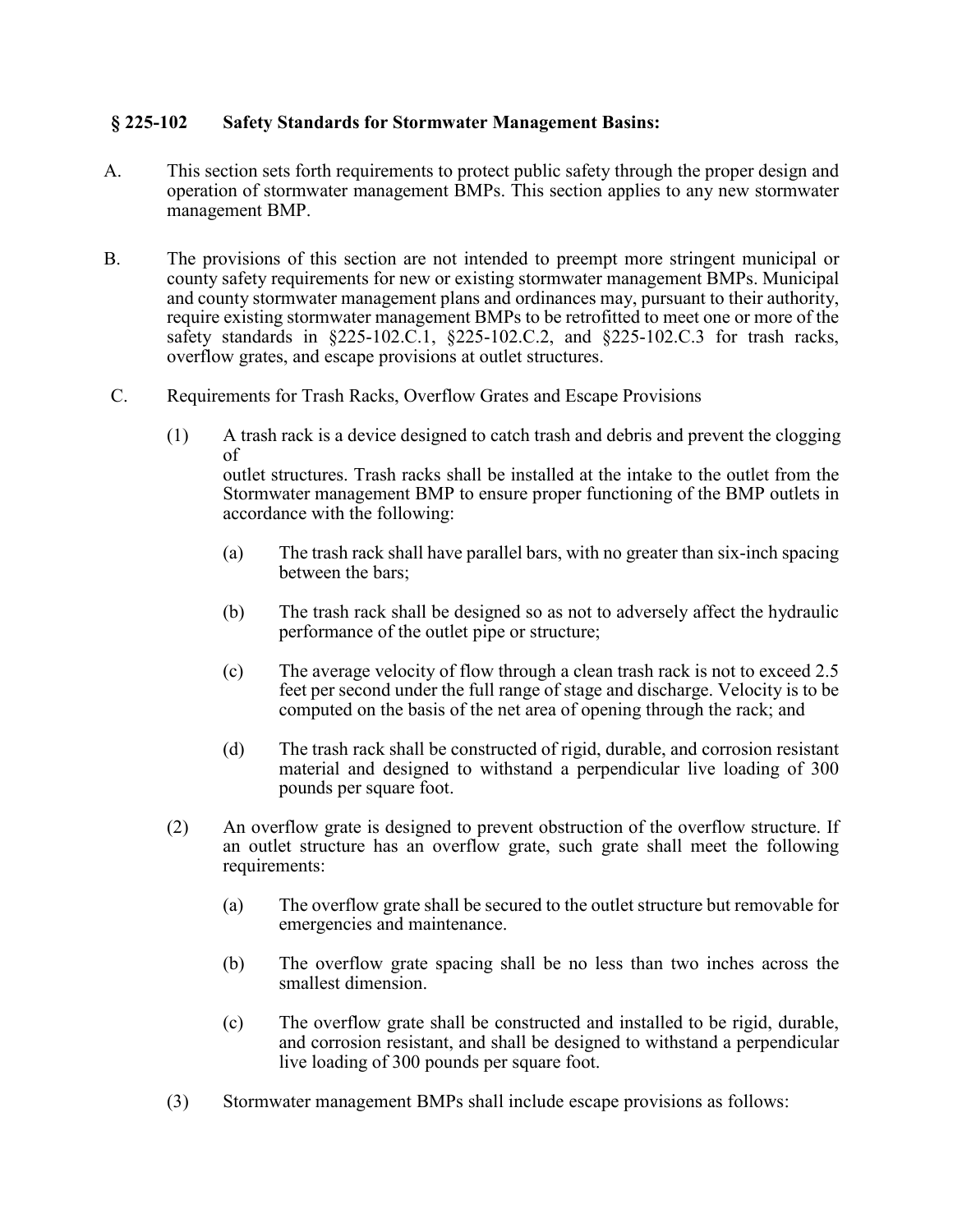## § 225-102 Safety Standards for Stormwater Management Basins:

A. This section sets forth requirements to protect public safety through the proper design and operation of stormwater management BMPs. This section applies to any new stormwater management BMP.

B. The provisions of this section are not intended to preempt more stringent municipal or county safety requirements for new or existing stormwater management BMPs. Municipal and county stormwater management plans and ordinances may, pursuant to their authority, require existing stormwater management BMPs to be retrofitted to meet one or more of the safety standards in §225-102.C.1, §225-102.C.2, and §225-102.C.3 for trash racks, overflow grates, and escape provisions at outlet structures.

C. Requirements for Trash Racks, Overflow Grates and Escape Provisions

(1) A trash rack is a device designed to catch trash and debris and prevent the clogging of outlet structures. Trash racks shall be installed at the intake to the outlet from the Stormwater management BMP to ensure proper functioning of the BMP outlets in accordance with the following:

(a) The trash rack shall have parallel bars, with no greater than six-inch spacing between the bars;

(b) The trash rack shall be designed so as not to adversely affect the hydraulic performance of the outlet pipe or structure;

(c) The average velocity of flow through a clean trash rack is not to exceed 2.5 feet per second under the full range of stage and discharge. Velocity is to be computed on the basis of the net area of opening through the rack; and

(d) The trash rack shall be constructed of rigid, durable, and corrosion resistant material and designed to withstand a perpendicular live loading of 300 pounds per square foot.

(2) An overflow grate is designed to prevent obstruction of the overflow structure. If an outlet structure has an overflow grate, such grate shall meet the following requirements:

(a) The overflow grate shall be secured to the outlet structure but removable for emergencies and maintenance.

(b) The overflow grate spacing shall be no less than two inches across the smallest dimension.

(c) The overflow grate shall be constructed and installed to be rigid, durable, and corrosion resistant, and shall be designed to withstand a perpendicular live loading of 300 pounds per square foot.

(3) Stormwater management BMPs shall include escape provisions as follows: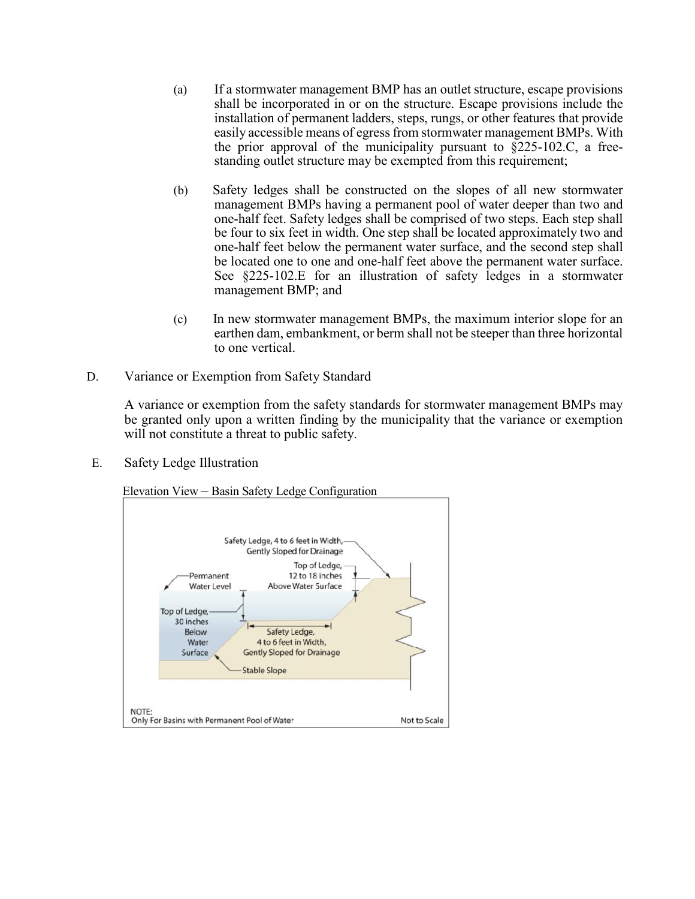(a) If a stormwater management BMP has an outlet structure, escape provisions shall be incorporated in or on the structure. Escape provisions include the installation of permanent ladders, steps, rungs, or other features that provide easily accessible means of egress from stormwater management BMPs. With the prior approval of the municipality pursuant to §225-102.C, a free-standing outlet structure may be exempted from this requirement;

(b) Safety ledges shall be constructed on the slopes of all new stormwater management BMPs having a permanent pool of water deeper than two and one-half feet. Safety ledges shall be comprised of two steps. Each step shall be four to six feet in width. One step shall be located approximately two and one-half feet below the permanent water surface, and the second step shall be located one to one and one-half feet above the permanent water surface. See §225-102.E for an illustration of safety ledges in a stormwater management BMP; and

(c) In new stormwater management BMPs, the maximum interior slope for an earthen dam, embankment, or berm shall not be steeper than three horizontal to one vertical.

D. Variance or Exemption from Safety Standard

A variance or exemption from the safety standards for stormwater management BMPs may be granted only upon a written finding by the municipality that the variance or exemption will not constitute a threat to public safety.

E. Safety Ledge Illustration

Elevation View – Basin Safety Ledge Configuration

Safety Ledge, 4 to 6 feet in Width, Gently Sloped for Drainage

Top of Ledge, 12 to 18 inches Above Water Surface

Permanent Water Level

Top of Ledge, 30 inches Below Water Surface

Safety Ledge, 4 to 6 feet in Width, Gently Sloped for Drainage

Stable Slope

NOTE:
Only For Basins with Permanent Pool of Water

Not to Scale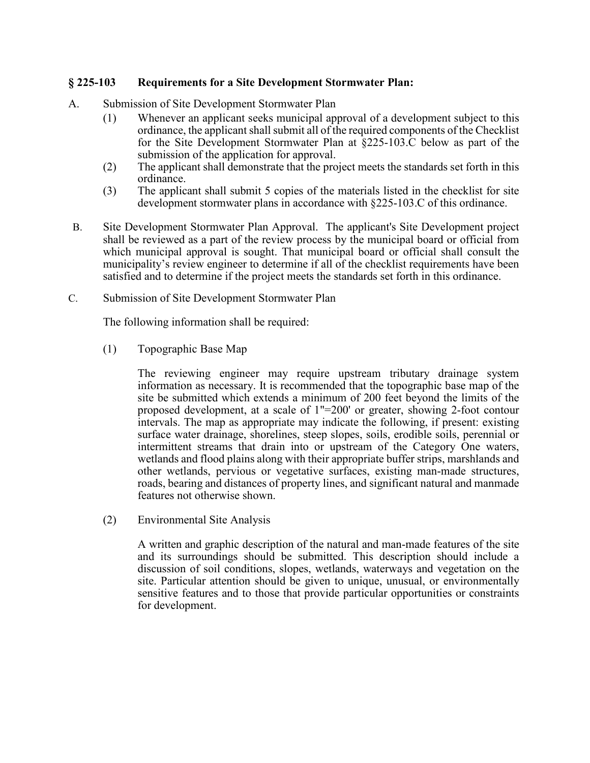## § 225-103 Requirements for a Site Development Stormwater Plan:

A. Submission of Site Development Stormwater Plan

(1) Whenever an applicant seeks municipal approval of a development subject to this ordinance, the applicant shall submit all of the required components of the Checklist for the Site Development Stormwater Plan at §225-103.C below as part of the submission of the application for approval.

(2) The applicant shall demonstrate that the project meets the standards set forth in this ordinance.

(3) The applicant shall submit 5 copies of the materials listed in the checklist for site development stormwater plans in accordance with §225-103.C of this ordinance.

B. Site Development Stormwater Plan Approval. The applicant's Site Development project shall be reviewed as a part of the review process by the municipal board or official from which municipal approval is sought. That municipal board or official shall consult the municipality's review engineer to determine if all of the checklist requirements have been satisfied and to determine if the project meets the standards set forth in this ordinance.

C. Submission of Site Development Stormwater Plan

The following information shall be required:

(1) Topographic Base Map

The reviewing engineer may require upstream tributary drainage system information as necessary. It is recommended that the topographic base map of the site be submitted which extends a minimum of 200 feet beyond the limits of the proposed development, at a scale of 1"=200' or greater, showing 2-foot contour intervals. The map as appropriate may indicate the following, if present: existing surface water drainage, shorelines, steep slopes, soils, erodible soils, perennial or intermittent streams that drain into or upstream of the Category One waters, wetlands and flood plains along with their appropriate buffer strips, marshlands and other wetlands, pervious or vegetative surfaces, existing man-made structures, roads, bearing and distances of property lines, and significant natural and manmade features not otherwise shown.

(2) Environmental Site Analysis

A written and graphic description of the natural and man-made features of the site and its surroundings should be submitted. This description should include a discussion of soil conditions, slopes, wetlands, waterways and vegetation on the site. Particular attention should be given to unique, unusual, or environmentally sensitive features and to those that provide particular opportunities or constraints for development.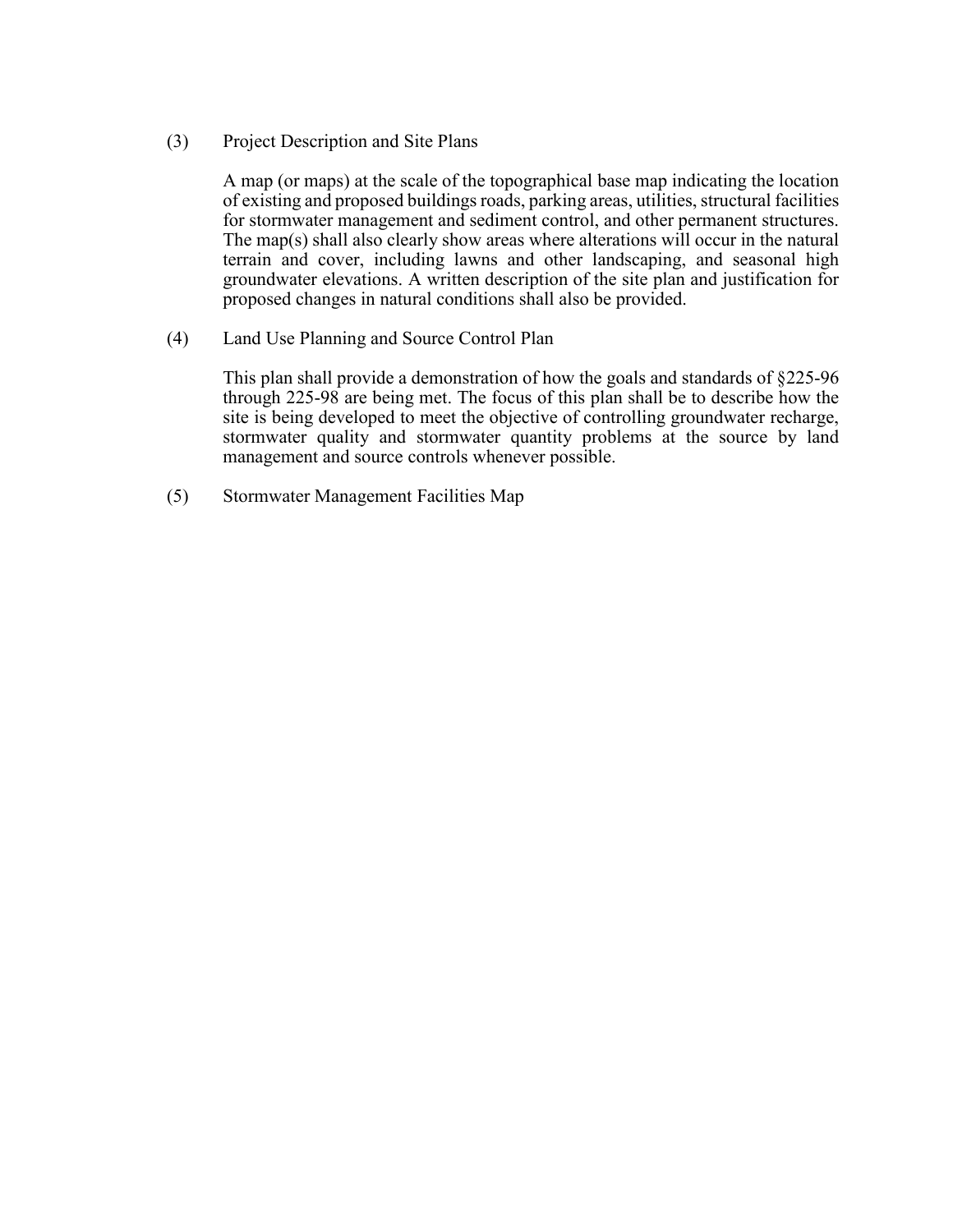(3) Project Description and Site Plans

A map (or maps) at the scale of the topographical base map indicating the location of existing and proposed buildings roads, parking areas, utilities, structural facilities for stormwater management and sediment control, and other permanent structures. The map(s) shall also clearly show areas where alterations will occur in the natural terrain and cover, including lawns and other landscaping, and seasonal high groundwater elevations. A written description of the site plan and justification for proposed changes in natural conditions shall also be provided.

(4) Land Use Planning and Source Control Plan

This plan shall provide a demonstration of how the goals and standards of §225-96 through 225-98 are being met. The focus of this plan shall be to describe how the site is being developed to meet the objective of controlling groundwater recharge, stormwater quality and stormwater quantity problems at the source by land management and source controls whenever possible.

(5) Stormwater Management Facilities Map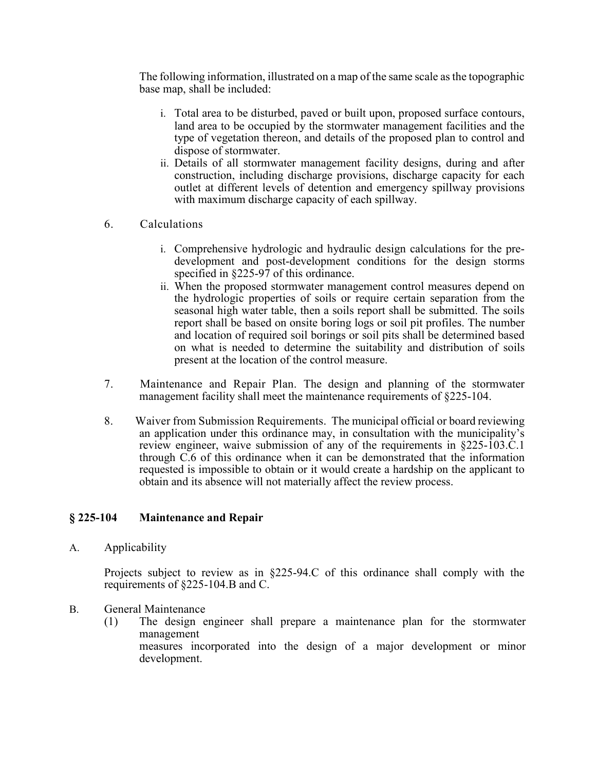The following information, illustrated on a map of the same scale as the topographic base map, shall be included:

i. Total area to be disturbed, paved or built upon, proposed surface contours, land area to be occupied by the stormwater management facilities and the type of vegetation thereon, and details of the proposed plan to control and dispose of stormwater.
ii. Details of all stormwater management facility designs, during and after construction, including discharge provisions, discharge capacity for each outlet at different levels of detention and emergency spillway provisions with maximum discharge capacity of each spillway.

6. Calculations

i. Comprehensive hydrologic and hydraulic design calculations for the pre-development and post-development conditions for the design storms specified in §225-97 of this ordinance.
ii. When the proposed stormwater management control measures depend on the hydrologic properties of soils or require certain separation from the seasonal high water table, then a soils report shall be submitted. The soils report shall be based on onsite boring logs or soil pit profiles. The number and location of required soil borings or soil pits shall be determined based on what is needed to determine the suitability and distribution of soils present at the location of the control measure.

7. Maintenance and Repair Plan. The design and planning of the stormwater management facility shall meet the maintenance requirements of §225-104.

8. Waiver from Submission Requirements. The municipal official or board reviewing an application under this ordinance may, in consultation with the municipality's review engineer, waive submission of any of the requirements in §225-103.C.1 through C.6 of this ordinance when it can be demonstrated that the information requested is impossible to obtain or it would create a hardship on the applicant to obtain and its absence will not materially affect the review process.

## § 225-104 Maintenance and Repair

A. Applicability

Projects subject to review as in §225-94.C of this ordinance shall comply with the requirements of §225-104.B and C.

B. General Maintenance

(1) The design engineer shall prepare a maintenance plan for the stormwater management measures incorporated into the design of a major development or minor development.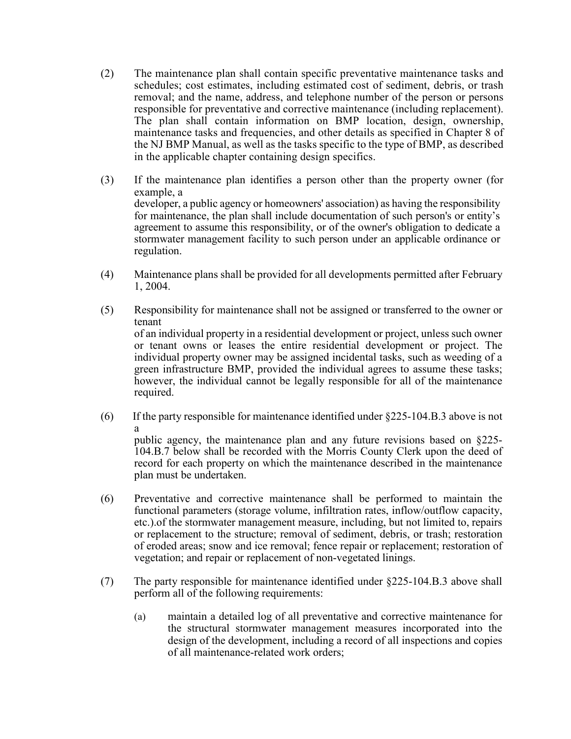(2) The maintenance plan shall contain specific preventative maintenance tasks and schedules; cost estimates, including estimated cost of sediment, debris, or trash removal; and the name, address, and telephone number of the person or persons responsible for preventative and corrective maintenance (including replacement). The plan shall contain information on BMP location, design, ownership, maintenance tasks and frequencies, and other details as specified in Chapter 8 of the NJ BMP Manual, as well as the tasks specific to the type of BMP, as described in the applicable chapter containing design specifics.

(3) If the maintenance plan identifies a person other than the property owner (for example, a
developer, a public agency or homeowners' association) as having the responsibility for maintenance, the plan shall include documentation of such person's or entity's agreement to assume this responsibility, or of the owner's obligation to dedicate a stormwater management facility to such person under an applicable ordinance or regulation.

(4) Maintenance plans shall be provided for all developments permitted after February 1, 2004.

(5) Responsibility for maintenance shall not be assigned or transferred to the owner or tenant
of an individual property in a residential development or project, unless such owner or tenant owns or leases the entire residential development or project. The individual property owner may be assigned incidental tasks, such as weeding of a green infrastructure BMP, provided the individual agrees to assume these tasks; however, the individual cannot be legally responsible for all of the maintenance required.

(6) If the party responsible for maintenance identified under §225-104.B.3 above is not a
public agency, the maintenance plan and any future revisions based on §225-104.B.7 below shall be recorded with the Morris County Clerk upon the deed of record for each property on which the maintenance described in the maintenance plan must be undertaken.

(6) Preventative and corrective maintenance shall be performed to maintain the functional parameters (storage volume, infiltration rates, inflow/outflow capacity, etc.).of the stormwater management measure, including, but not limited to, repairs or replacement to the structure; removal of sediment, debris, or trash; restoration of eroded areas; snow and ice removal; fence repair or replacement; restoration of vegetation; and repair or replacement of non-vegetated linings.

(7) The party responsible for maintenance identified under §225-104.B.3 above shall perform all of the following requirements:

(a) maintain a detailed log of all preventative and corrective maintenance for the structural stormwater management measures incorporated into the design of the development, including a record of all inspections and copies of all maintenance-related work orders;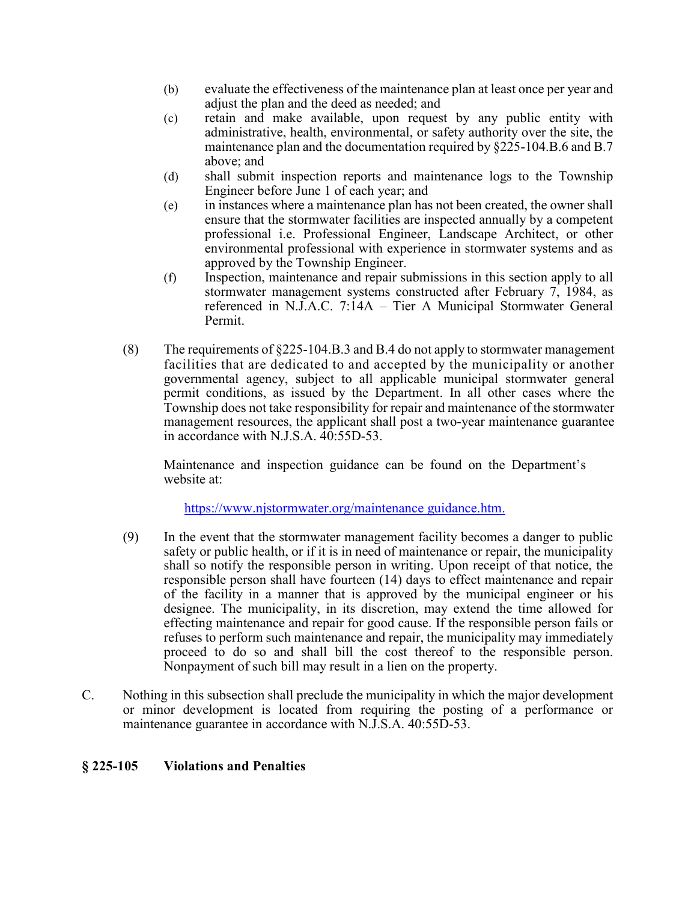(b) evaluate the effectiveness of the maintenance plan at least once per year and adjust the plan and the deed as needed; and

(c) retain and make available, upon request by any public entity with administrative, health, environmental, or safety authority over the site, the maintenance plan and the documentation required by §225-104.B.6 and B.7 above; and

(d) shall submit inspection reports and maintenance logs to the Township Engineer before June 1 of each year; and

(e) in instances where a maintenance plan has not been created, the owner shall ensure that the stormwater facilities are inspected annually by a competent professional i.e. Professional Engineer, Landscape Architect, or other environmental professional with experience in stormwater systems and as approved by the Township Engineer.

(f) Inspection, maintenance and repair submissions in this section apply to all stormwater management systems constructed after February 7, 1984, as referenced in N.J.A.C. 7:14A – Tier A Municipal Stormwater General Permit.

(8) The requirements of §225-104.B.3 and B.4 do not apply to stormwater management facilities that are dedicated to and accepted by the municipality or another governmental agency, subject to all applicable municipal stormwater general permit conditions, as issued by the Department. In all other cases where the Township does not take responsibility for repair and maintenance of the stormwater management resources, the applicant shall post a two-year maintenance guarantee in accordance with N.J.S.A. 40:55D-53.

Maintenance and inspection guidance can be found on the Department's website at:

https://www.njstormwater.org/maintenance guidance.htm.

(9) In the event that the stormwater management facility becomes a danger to public safety or public health, or if it is in need of maintenance or repair, the municipality shall so notify the responsible person in writing. Upon receipt of that notice, the responsible person shall have fourteen (14) days to effect maintenance and repair of the facility in a manner that is approved by the municipal engineer or his designee. The municipality, in its discretion, may extend the time allowed for effecting maintenance and repair for good cause. If the responsible person fails or refuses to perform such maintenance and repair, the municipality may immediately proceed to do so and shall bill the cost thereof to the responsible person. Nonpayment of such bill may result in a lien on the property.

C. Nothing in this subsection shall preclude the municipality in which the major development or minor development is located from requiring the posting of a performance or maintenance guarantee in accordance with N.J.S.A. 40:55D-53.

## § 225-105 Violations and Penalties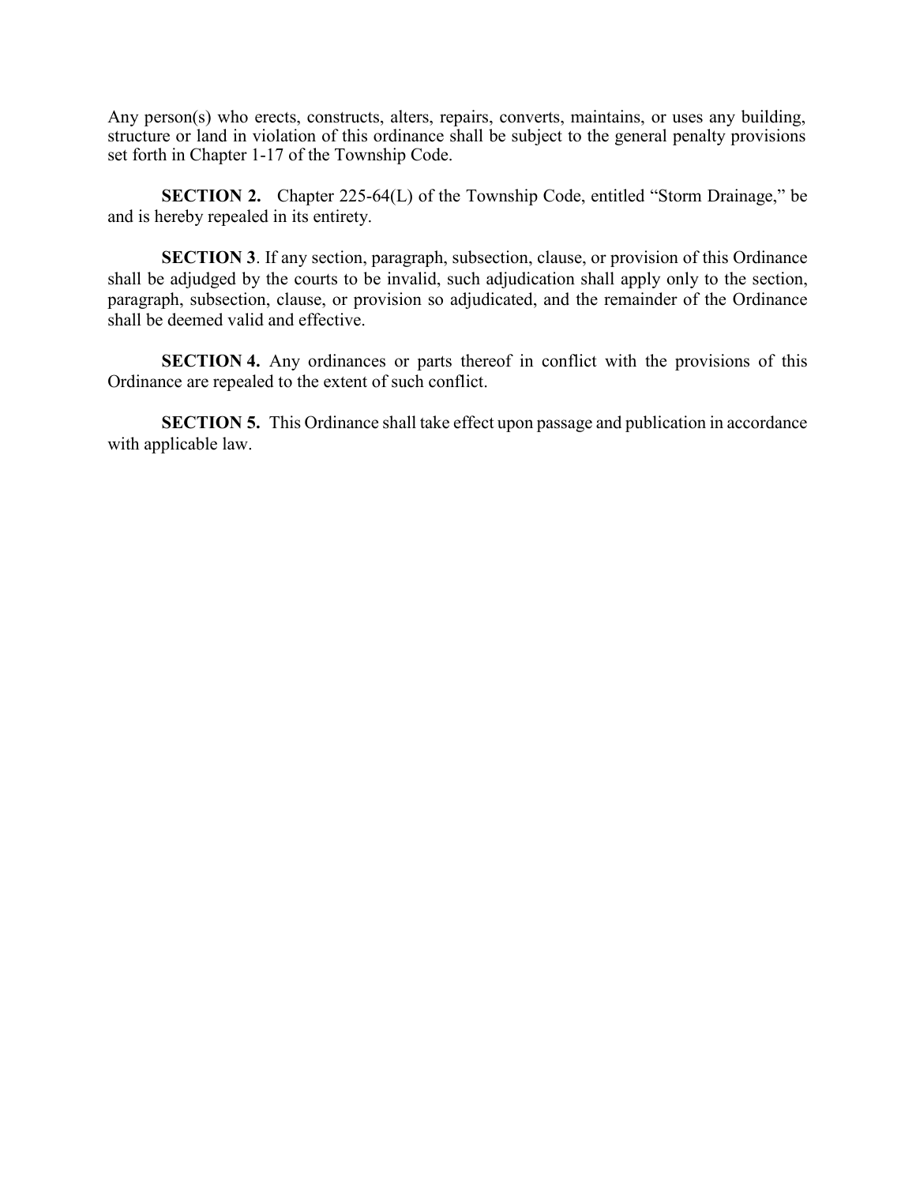Any person(s) who erects, constructs, alters, repairs, converts, maintains, or uses any building, structure or land in violation of this ordinance shall be subject to the general penalty provisions set forth in Chapter 1-17 of the Township Code.

**SECTION 2.** Chapter 225-64(L) of the Township Code, entitled "Storm Drainage," be and is hereby repealed in its entirety.

**SECTION 3**. If any section, paragraph, subsection, clause, or provision of this Ordinance shall be adjudged by the courts to be invalid, such adjudication shall apply only to the section, paragraph, subsection, clause, or provision so adjudicated, and the remainder of the Ordinance shall be deemed valid and effective.

**SECTION 4.** Any ordinances or parts thereof in conflict with the provisions of this Ordinance are repealed to the extent of such conflict.

**SECTION 5.** This Ordinance shall take effect upon passage and publication in accordance with applicable law.